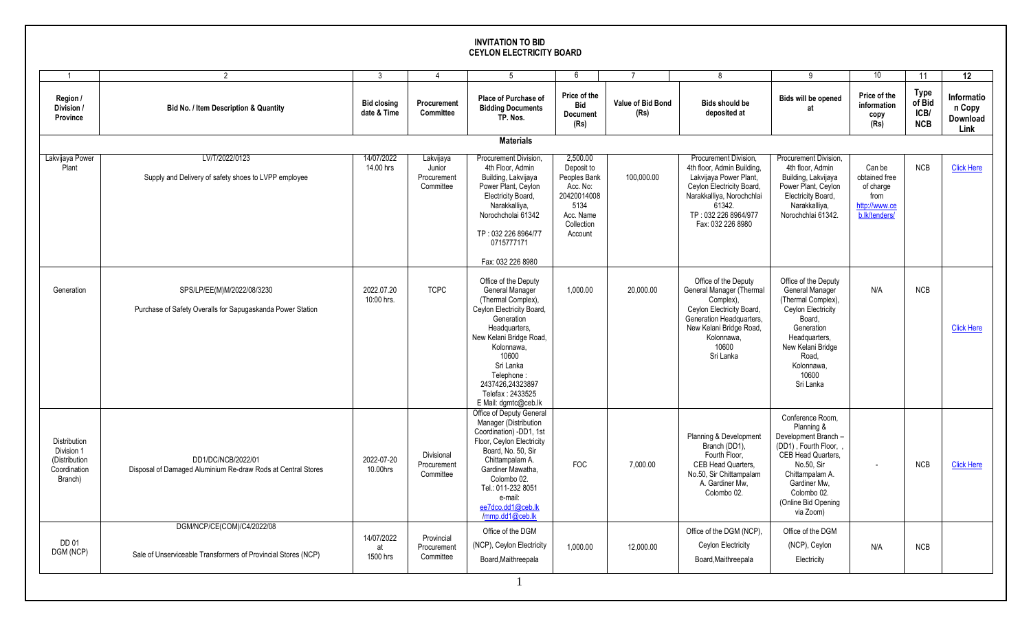# INVITATION TO BID
## CEYLON ELECTRICITY BOARD

| 1 | 2 | 3 | 4 | 5 | 6 | 7 | 8 | 9 | 10 | 11 | 12 |
|---|---|---|---|---|---|---|---|---|---|---|---|
| **Region / Division / Province** | **Bid No. / Item Description & Quantity** | **Bid closing date & Time** | **Procurement Committee** | **Place of Purchase of Bidding Documents TP. Nos.** | **Price of the Bid Document (Rs)** | **Value of Bid Bond (Rs)** | **Bids should be deposited at** | **Bids will be opened at** | **Price of the information copy (Rs)** | **Type of Bid ICB/ NCB** | **Information Copy Download Link** |
| | | | | **Materials** | | | | | | | |
| Lakvijaya Power Plant | LV/T/2022/0123<br>Supply and Delivery of safety shoes to LVPP employee | 14/07/2022 14.00 hrs | Lakvijaya Junior Procurement Committee | Procurement Division, 4th Floor, Admin Building, Lakvijaya Power Plant, Ceylon Electricity Board, Narakkalliya, Norochcholai 61342<br>TP : 032 226 8964/77 0715777171<br>Fax: 032 226 8980 | 2,500.00 Deposit to Peoples Bank Acc. No: 20420014008 5134 Acc. Name Collection Account | 100,000.00 | Procurement Division, 4th floor, Admin Building, Lakvijaya Power Plant, Ceylon Electricity Board, Narakkalliya, Norochchlai 61342. TP : 032 226 8964/977 Fax: 032 226 8980 | Procurement Division, 4th floor, Admin Building, Lakvijaya Power Plant, Ceylon Electricity Board, Narakkalliya, Norochchlai 61342. | Can be obtained free of charge from http://www.ceb.lk/tenders/ | NCB | Click Here |
| Generation | SPS/LP/EE(M)M/2022/08/3230<br>Purchase of Safety Overalls for Sapugaskanda Power Station | 2022.07.20 10:00 hrs. | TCPC | Office of the Deputy General Manager (Thermal Complex), Ceylon Electricity Board, Generation Headquarters, New Kelani Bridge Road, Kolonnawa, 10600 Sri Lanka Telephone : 2437426,24323897 Telefax : 2433525 E Mail: dgmtc@ceb.lk | 1,000.00 | 20,000.00 | Office of the Deputy General Manager (Thermal Complex), Ceylon Electricity Board, Generation Headquarters, New Kelani Bridge Road, Kolonnawa, 10600 Sri Lanka | Office of the Deputy General Manager (Thermal Complex), Ceylon Electricity Board, Generation Headquarters, New Kelani Bridge Road, Kolonnawa, 10600 Sri Lanka | N/A | NCB | Click Here |
| Distribution Division 1 (Distribution Coordination Branch) | DD1/DC/NCB/2022/01<br>Disposal of Damaged Aluminium Re-draw Rods at Central Stores | 2022-07-20 10.00hrs | Divisional Procurement Committee | Office of Deputy General Manager (Distribution Coordination) -DD1, 1st Floor, Ceylon Electricity Board, No. 50, Sir Chittampalam A. Gardiner Mawatha, Colombo 02. Tel.: 011-232 8051 e-mail: ee7dco.dd1@ceb.lk /mmp.dd1@ceb.lk | FOC | 7,000.00 | Planning & Development Branch (DD1), Fourth Floor, CEB Head Quarters, No.50, Sir Chittampalam A. Gardiner Mw, Colombo 02. | Conference Room, Planning & Development Branch – (DD1) , Fourth Floor, , CEB Head Quarters, No.50, Sir Chittampalam A. Gardiner Mw, Colombo 02. (Online Bid Opening via Zoom) | - | NCB | Click Here |
| DD 01 DGM (NCP) | DGM/NCP/CE(COM)/C4/2022/08<br>Sale of Unserviceable Transformers of Provincial Stores (NCP) | 14/07/2022 at 1500 hrs | Provincial Procurement Committee | Office of the DGM (NCP), Ceylon Electricity Board,Maithreepala | 1,000.00 | 12,000.00 | Office of the DGM (NCP), Ceylon Electricity Board,Maithreepala | Office of the DGM (NCP), Ceylon Electricity | N/A | NCB | |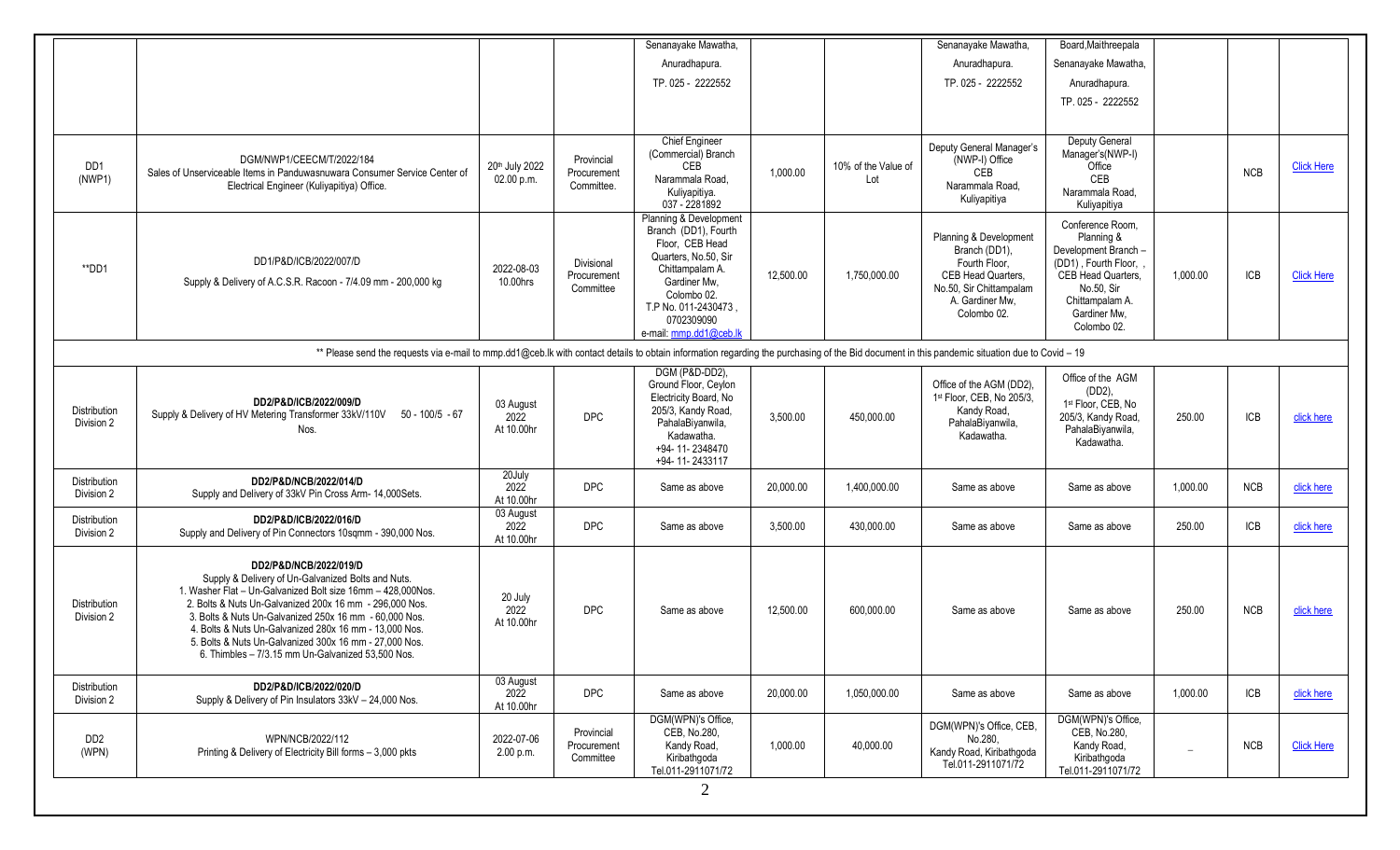| | | | | Senanayake Mawatha, Anuradhapura. TP. 025 - 2222552 | | | Senanayake Mawatha, Anuradhapura. TP. 025 - 2222552 | Board,Maithreepala Senanayake Mawatha, Anuradhapura. TP. 025 - 2222552 | | | |
|---|---|---|---|---|---|---|---|---|---|---|---|
| DD1 (NWP1) | DGM/NWP1/CEECM/T/2022/184 Sales of Unserviceable Items in Panduwasnuwara Consumer Service Center of Electrical Engineer (Kuliyapitiya) Office. | 20th July 2022 02.00 p.m. | Provincial Procurement Committee. | Chief Engineer (Commercial) Branch CEB Narammala Road, Kuliyapitiya. 037 - 2281892 | 1,000.00 | 10% of the Value of Lot | Deputy General Manager's (NWP-I) Office CEB Narammala Road, Kuliyapitiya | Deputy General Manager's(NWP-I) Office CEB Narammala Road, Kuliyapitiya | | NCB | Click Here |
| **DD1 | DD1/P&D/ICB/2022/007/D Supply & Delivery of A.C.S.R. Racoon - 7/4.09 mm - 200,000 kg | 2022-08-03 10.00hrs | Divisional Procurement Committee | Planning & Development Branch (DD1), Fourth Floor, CEB Head Quarters, No.50, Sir Chittampalam A. Gardiner Mw, Colombo 02. T.P No. 011-2430473 , 0702309090 e-mail: mmp.dd1@ceb.lk | 12,500.00 | 1,750,000.00 | Planning & Development Branch (DD1), Fourth Floor, CEB Head Quarters, No.50, Sir Chittampalam A. Gardiner Mw, Colombo 02. | Conference Room, Planning & Development Branch – (DD1) , Fourth Floor, , CEB Head Quarters, No.50, Sir Chittampalam A. Gardiner Mw, Colombo 02. | 1,000.00 | ICB | Click Here |
| ** Please send the requests via e-mail to mmp.dd1@ceb.lk with contact details to obtain information regarding the purchasing of the Bid document in this pandemic situation due to Covid – 19 | | | | | | | | | | | |
| Distribution Division 2 | **DD2/P&D/ICB/2022/009/D** Supply & Delivery of HV Metering Transformer 33kV/110V 50 - 100/5 - 67 Nos. | 03 August 2022 At 10.00hr | DPC | DGM (P&D-DD2), Ground Floor, Ceylon Electricity Board, No 205/3, Kandy Road, PahalaBiyanwila, Kadawatha. +94- 11- 2348470 +94- 11- 2433117 | 3,500.00 | 450,000.00 | Office of the AGM (DD2), 1st Floor, CEB, No 205/3, Kandy Road, PahalaBiyanwila, Kadawatha. | Office of the AGM (DD2), 1st Floor, CEB, No 205/3, Kandy Road, PahalaBiyanwila, Kadawatha. | 250.00 | ICB | click here |
| Distribution Division 2 | **DD2/P&D/NCB/2022/014/D** Supply and Delivery of 33kV Pin Cross Arm- 14,000Sets. | 20July 2022 At 10.00hr | DPC | Same as above | 20,000.00 | 1,400,000.00 | Same as above | Same as above | 1,000.00 | NCB | click here |
| Distribution Division 2 | **DD2/P&D/ICB/2022/016/D** Supply and Delivery of Pin Connectors 10sqmm - 390,000 Nos. | 03 August 2022 At 10.00hr | DPC | Same as above | 3,500.00 | 430,000.00 | Same as above | Same as above | 250.00 | ICB | click here |
| Distribution Division 2 | **DD2/P&D/NCB/2022/019/D** Supply & Delivery of Un-Galvanized Bolts and Nuts. 1. Washer Flat – Un-Galvanized Bolt size 16mm – 428,000Nos. 2. Bolts & Nuts Un-Galvanized 200x 16 mm - 296,000 Nos. 3. Bolts & Nuts Un-Galvanized 250x 16 mm - 60,000 Nos. 4. Bolts & Nuts Un-Galvanized 280x 16 mm - 13,000 Nos. 5. Bolts & Nuts Un-Galvanized 300x 16 mm - 27,000 Nos. 6. Thimbles – 7/3.15 mm Un-Galvanized 53,500 Nos. | 20 July 2022 At 10.00hr | DPC | Same as above | 12,500.00 | 600,000.00 | Same as above | Same as above | 250.00 | NCB | click here |
| Distribution Division 2 | **DD2/P&D/ICB/2022/020/D** Supply & Delivery of Pin Insulators 33kV – 24,000 Nos. | 03 August 2022 At 10.00hr | DPC | Same as above | 20,000.00 | 1,050,000.00 | Same as above | Same as above | 1,000.00 | ICB | click here |
| DD2 (WPN) | WPN/NCB/2022/112 Printing & Delivery of Electricity Bill forms – 3,000 pkts | 2022-07-06 2.00 p.m. | Provincial Procurement Committee | DGM(WPN)'s Office, CEB, No.280, Kandy Road, Kiribathgoda Tel.011-2911071/72 | 1,000.00 | 40,000.00 | DGM(WPN)'s Office, CEB, No.280, Kandy Road, Kiribathgoda Tel.011-2911071/72 | DGM(WPN)'s Office, CEB, No.280, Kandy Road, Kiribathgoda Tel.011-2911071/72 | – | NCB | Click Here |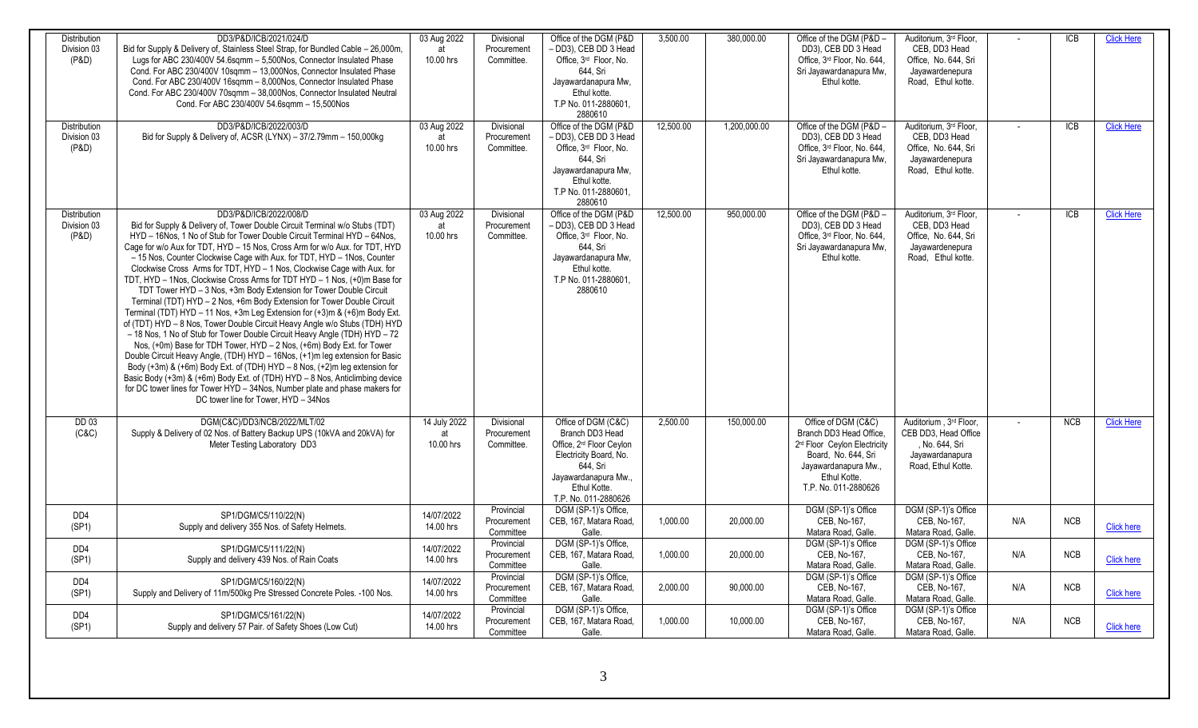| Distribution Division 03 (P&D) | DD3/P&D/ICB/2021/024/D Bid for Supply & Delivery of, Stainless Steel Strap, for Bundled Cable – 26,000m, Lugs for ABC 230/400V 54.6sqmm – 5,500Nos, Connector Insulated Phase Cond. For ABC 230/400V 10sqmm – 13,000Nos, Connector Insulated Phase Cond. For ABC 230/400V 16sqmm – 8,000Nos, Connector Insulated Phase Cond. For ABC 230/400V 70sqmm – 38,000Nos, Connector Insulated Neutral Cond. For ABC 230/400V 54.6sqmm – 15,500Nos | 03 Aug 2022 at 10.00 hrs | Divisional Procurement Committee. | Office of the DGM (P&D – DD3), CEB DD 3 Head Office, 3rd Floor, No. 644, Sri Jayawardanapura Mw, Ethul kotte. T.P No. 011-2880601, 2880610 | 3,500.00 | 380,000.00 | Office of the DGM (P&D – DD3), CEB DD 3 Head Office, 3rd Floor, No. 644, Sri Jayawardanapura Mw, Ethul kotte. | Auditorium, 3rd Floor, CEB, DD3 Head Office, No. 644, Sri Jayawardenepura Road, Ethul kotte. | - | ICB | Click Here |
|---|---|---|---|---|---|---|---|---|---|---|---|
| Distribution Division 03 (P&D) | DD3/P&D/ICB/2022/003/D Bid for Supply & Delivery of, ACSR (LYNX) – 37/2.79mm – 150,000kg | 03 Aug 2022 at 10.00 hrs | Divisional Procurement Committee. | Office of the DGM (P&D – DD3), CEB DD 3 Head Office, 3rd Floor, No. 644, Sri Jayawardanapura Mw, Ethul kotte. T.P No. 011-2880601, 2880610 | 12,500.00 | 1,200,000.00 | Office of the DGM (P&D – DD3), CEB DD 3 Head Office, 3rd Floor, No. 644, Sri Jayawardanapura Mw, Ethul kotte. | Auditorium, 3rd Floor, CEB, DD3 Head Office, No. 644, Sri Jayawardenepura Road, Ethul kotte. | - | ICB | Click Here |
| Distribution Division 03 (P&D) | DD3/P&D/ICB/2022/008/D Bid for Supply & Delivery of, Tower Double Circuit Terminal w/o Stubs (TDT) HYD – 16Nos, 1 No of Stub for Tower Double Circuit Terminal HYD – 64Nos, Cage for w/o Aux for TDT, HYD – 15 Nos, Cross Arm for w/o Aux. for TDT, HYD – 15 Nos, Counter Clockwise Cage with Aux. for TDT, HYD – 1Nos, Counter Clockwise Cross Arms for TDT, HYD – 1 Nos, Clockwise Cage with Aux. for TDT, HYD – 1Nos, Clockwise Cross Arms for TDT HYD – 1 Nos, (+0)m Base for TDT Tower HYD – 3 Nos, +3m Body Extension for Tower Double Circuit Terminal (TDT) HYD – 2 Nos, +6m Body Extension for Tower Double Circuit Terminal (TDT) HYD – 11 Nos, +3m Leg Extension for (+3)m & (+6)m Body Ext. of (TDT) HYD – 8 Nos, Tower Double Circuit Heavy Angle w/o Stubs (TDH) HYD – 18 Nos, 1 No of Stub for Tower Double Circuit Heavy Angle (TDH) HYD – 72 Nos, (+0m) Base for TDH Tower, HYD – 2 Nos, (+6m) Body Ext. for Tower Double Circuit Heavy Angle, (TDH) HYD – 16Nos, (+1)m leg extension for Basic Body (+3m) & (+6m) Body Ext. of (TDH) HYD – 8 Nos, (+2)m leg extension for Basic Body (+3m) & (+6m) Body Ext. of (TDH) HYD – 8 Nos, Anticlimbing device for DC tower lines for Tower HYD – 34Nos, Number plate and phase makers for DC tower line for Tower, HYD – 34Nos | 03 Aug 2022 at 10.00 hrs | Divisional Procurement Committee. | Office of the DGM (P&D – DD3), CEB DD 3 Head Office, 3rd Floor, No. 644, Sri Jayawardanapura Mw, Ethul kotte. T.P No. 011-2880601, 2880610 | 12,500.00 | 950,000.00 | Office of the DGM (P&D – DD3), CEB DD 3 Head Office, 3rd Floor, No. 644, Sri Jayawardanapura Mw, Ethul kotte. | Auditorium, 3rd Floor, CEB, DD3 Head Office, No. 644, Sri Jayawardenepura Road, Ethul kotte. | - | ICB | Click Here |
| DD 03 (C&C) | DGM(C&C)/DD3/NCB/2022/MLT/02 Supply & Delivery of 02 Nos. of Battery Backup UPS (10kVA and 20kVA) for Meter Testing Laboratory DD3 | 14 July 2022 at 10.00 hrs | Divisional Procurement Committee. | Office of DGM (C&C) Branch DD3 Head Office, 2nd Floor Ceylon Electricity Board, No. 644, Sri Jayawardanapura Mw., Ethul Kotte. T.P. No. 011-2880626 | 2,500.00 | 150,000.00 | Office of DGM (C&C) Branch DD3 Head Office, 2nd Floor Ceylon Electricity Board, No. 644, Sri Jayawardanapura Mw., Ethul Kotte. T.P. No. 011-2880626 | Auditorium , 3rd Floor, CEB DD3, Head Office , No. 644, Sri Jayawardanapura Road, Ethul Kotte. | - | NCB | Click Here |
| DD4 (SP1) | SP1/DGM/C5/110/22(N) Supply and delivery 355 Nos. of Safety Helmets. | 14/07/2022 14.00 hrs | Provincial Procurement Committee | DGM (SP-1)'s Office, CEB, 167, Matara Road, Galle. | 1,000.00 | 20,000.00 | DGM (SP-1)'s Office CEB, No-167, Matara Road, Galle. | DGM (SP-1)'s Office CEB, No-167, Matara Road, Galle. | N/A | NCB | Click here |
| DD4 (SP1) | SP1/DGM/C5/111/22(N) Supply and delivery 439 Nos. of Rain Coats | 14/07/2022 14.00 hrs | Provincial Procurement Committee | DGM (SP-1)'s Office, CEB, 167, Matara Road, Galle. | 1,000.00 | 20,000.00 | DGM (SP-1)'s Office CEB, No-167, Matara Road, Galle. | DGM (SP-1)'s Office CEB, No-167, Matara Road, Galle. | N/A | NCB | Click here |
| DD4 (SP1) | SP1/DGM/C5/160/22(N) Supply and Delivery of 11m/500kg Pre Stressed Concrete Poles. -100 Nos. | 14/07/2022 14.00 hrs | Provincial Procurement Committee | DGM (SP-1)'s Office, CEB, 167, Matara Road, Galle. | 2,000.00 | 90,000.00 | DGM (SP-1)'s Office CEB, No-167, Matara Road, Galle. | DGM (SP-1)'s Office CEB, No-167, Matara Road, Galle. | N/A | NCB | Click here |
| DD4 (SP1) | SP1/DGM/C5/161/22(N) Supply and delivery 57 Pair. of Safety Shoes (Low Cut) | 14/07/2022 14.00 hrs | Provincial Procurement Committee | DGM (SP-1)'s Office, CEB, 167, Matara Road, Galle. | 1,000.00 | 10,000.00 | DGM (SP-1)'s Office CEB, No-167, Matara Road, Galle. | DGM (SP-1)'s Office CEB, No-167, Matara Road, Galle. | N/A | NCB | Click here |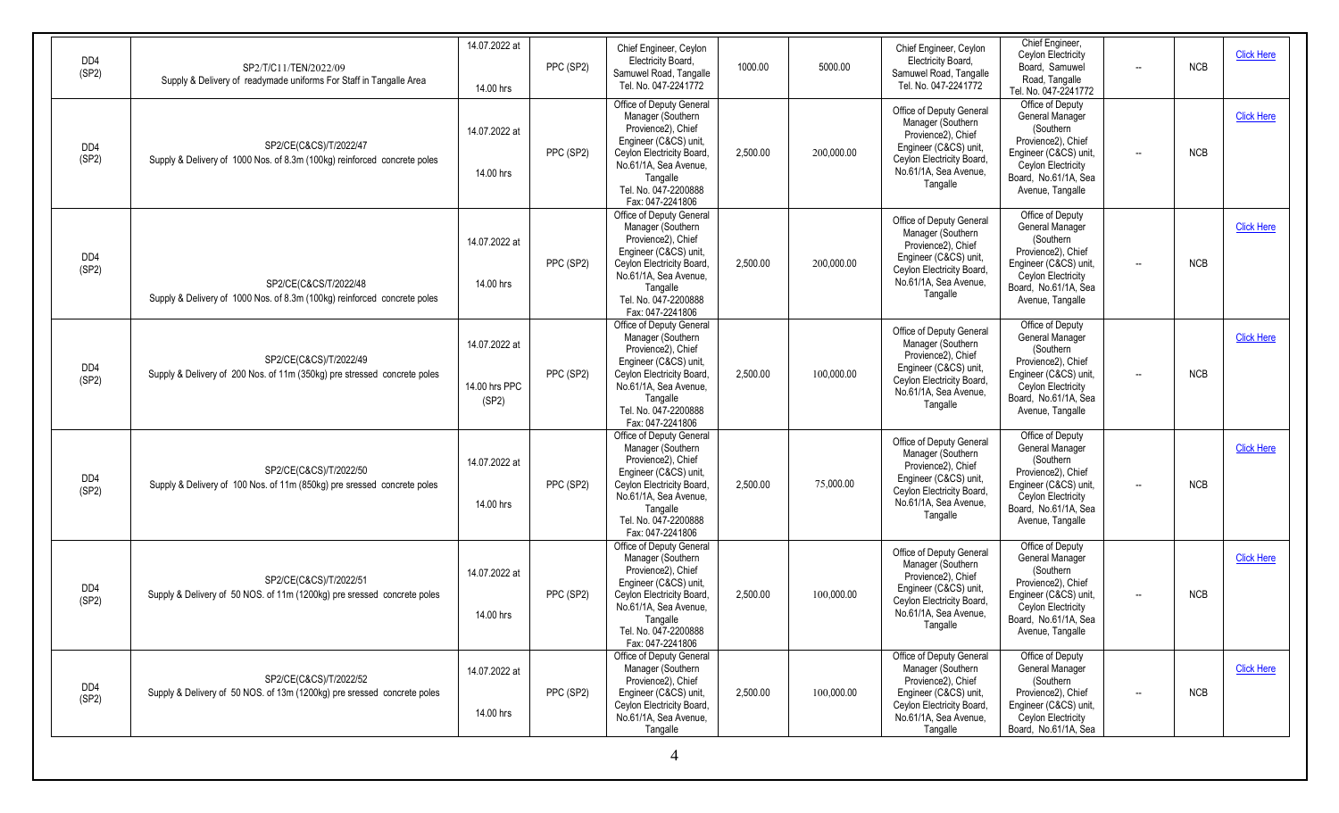| DD4 (SP2) | SP2/T/C11/TEN/2022/09 Supply & Delivery of readymade uniforms For Staff in Tangalle Area | 14.07.2022 at 14.00 hrs | PPC (SP2) | Chief Engineer, Ceylon Electricity Board, Samuwel Road, Tangalle Tel. No. 047-2241772 | 1000.00 | 5000.00 | Chief Engineer, Ceylon Electricity Board, Samuwel Road, Tangalle Tel. No. 047-2241772 | Chief Engineer, Ceylon Electricity Board, Samuwel Road, Tangalle Tel. No. 047-2241772 | -- | NCB | Click Here |
|---|---|---|---|---|---|---|---|---|---|---|---|
| DD4 (SP2) | SP2/CE(C&CS)/T/2022/47 Supply & Delivery of 1000 Nos. of 8.3m (100kg) reinforced concrete poles | 14.07.2022 at 14.00 hrs | PPC (SP2) | Office of Deputy General Manager (Southern Provience2), Chief Engineer (C&CS) unit, Ceylon Electricity Board, No.61/1A, Sea Avenue, Tangalle Tel. No. 047-2200888 Fax: 047-2241806 | 2,500.00 | 200,000.00 | Office of Deputy General Manager (Southern Provience2), Chief Engineer (C&CS) unit, Ceylon Electricity Board, No.61/1A, Sea Avenue, Tangalle | Office of Deputy General Manager (Southern Provience2), Chief Engineer (C&CS) unit, Ceylon Electricity Board, No.61/1A, Sea Avenue, Tangalle | -- | NCB | Click Here |
| DD4 (SP2) | SP2/CE(C&CS/T/2022/48 Supply & Delivery of 1000 Nos. of 8.3m (100kg) reinforced concrete poles | 14.07.2022 at 14.00 hrs | PPC (SP2) | Office of Deputy General Manager (Southern Provience2), Chief Engineer (C&CS) unit, Ceylon Electricity Board, No.61/1A, Sea Avenue, Tangalle Tel. No. 047-2200888 Fax: 047-2241806 | 2,500.00 | 200,000.00 | Office of Deputy General Manager (Southern Provience2), Chief Engineer (C&CS) unit, Ceylon Electricity Board, No.61/1A, Sea Avenue, Tangalle | Office of Deputy General Manager (Southern Provience2), Chief Engineer (C&CS) unit, Ceylon Electricity Board, No.61/1A, Sea Avenue, Tangalle | -- | NCB | Click Here |
| DD4 (SP2) | SP2/CE(C&CS)/T/2022/49 Supply & Delivery of 200 Nos. of 11m (350kg) pre stressed concrete poles | 14.07.2022 at 14.00 hrs PPC (SP2) | PPC (SP2) | Office of Deputy General Manager (Southern Provience2), Chief Engineer (C&CS) unit, Ceylon Electricity Board, No.61/1A, Sea Avenue, Tangalle Tel. No. 047-2200888 Fax: 047-2241806 | 2,500.00 | 100,000.00 | Office of Deputy General Manager (Southern Provience2), Chief Engineer (C&CS) unit, Ceylon Electricity Board, No.61/1A, Sea Avenue, Tangalle | Office of Deputy General Manager (Southern Provience2), Chief Engineer (C&CS) unit, Ceylon Electricity Board, No.61/1A, Sea Avenue, Tangalle | -- | NCB | Click Here |
| DD4 (SP2) | SP2/CE(C&CS)/T/2022/50 Supply & Delivery of 100 Nos. of 11m (850kg) pre sressed concrete poles | 14.07.2022 at 14.00 hrs | PPC (SP2) | Office of Deputy General Manager (Southern Provience2), Chief Engineer (C&CS) unit, Ceylon Electricity Board, No.61/1A, Sea Avenue, Tangalle Tel. No. 047-2200888 Fax: 047-2241806 | 2,500.00 | 75,000.00 | Office of Deputy General Manager (Southern Provience2), Chief Engineer (C&CS) unit, Ceylon Electricity Board, No.61/1A, Sea Avenue, Tangalle | Office of Deputy General Manager (Southern Provience2), Chief Engineer (C&CS) unit, Ceylon Electricity Board, No.61/1A, Sea Avenue, Tangalle | -- | NCB | Click Here |
| DD4 (SP2) | SP2/CE(C&CS)/T/2022/51 Supply & Delivery of 50 NOS. of 11m (1200kg) pre sressed concrete poles | 14.07.2022 at 14.00 hrs | PPC (SP2) | Office of Deputy General Manager (Southern Provience2), Chief Engineer (C&CS) unit, Ceylon Electricity Board, No.61/1A, Sea Avenue, Tangalle Tel. No. 047-2200888 Fax: 047-2241806 | 2,500.00 | 100,000.00 | Office of Deputy General Manager (Southern Provience2), Chief Engineer (C&CS) unit, Ceylon Electricity Board, No.61/1A, Sea Avenue, Tangalle | Office of Deputy General Manager (Southern Provience2), Chief Engineer (C&CS) unit, Ceylon Electricity Board, No.61/1A, Sea Avenue, Tangalle | -- | NCB | Click Here |
| DD4 (SP2) | SP2/CE(C&CS)/T/2022/52 Supply & Delivery of 50 NOS. of 13m (1200kg) pre sressed concrete poles | 14.07.2022 at 14.00 hrs | PPC (SP2) | Office of Deputy General Manager (Southern Provience2), Chief Engineer (C&CS) unit, Ceylon Electricity Board, No.61/1A, Sea Avenue, Tangalle | 2,500.00 | 100,000.00 | Office of Deputy General Manager (Southern Provience2), Chief Engineer (C&CS) unit, Ceylon Electricity Board, No.61/1A, Sea Avenue, Tangalle | Office of Deputy General Manager (Southern Provience2), Chief Engineer (C&CS) unit, Ceylon Electricity Board, No.61/1A, Sea | -- | NCB | Click Here |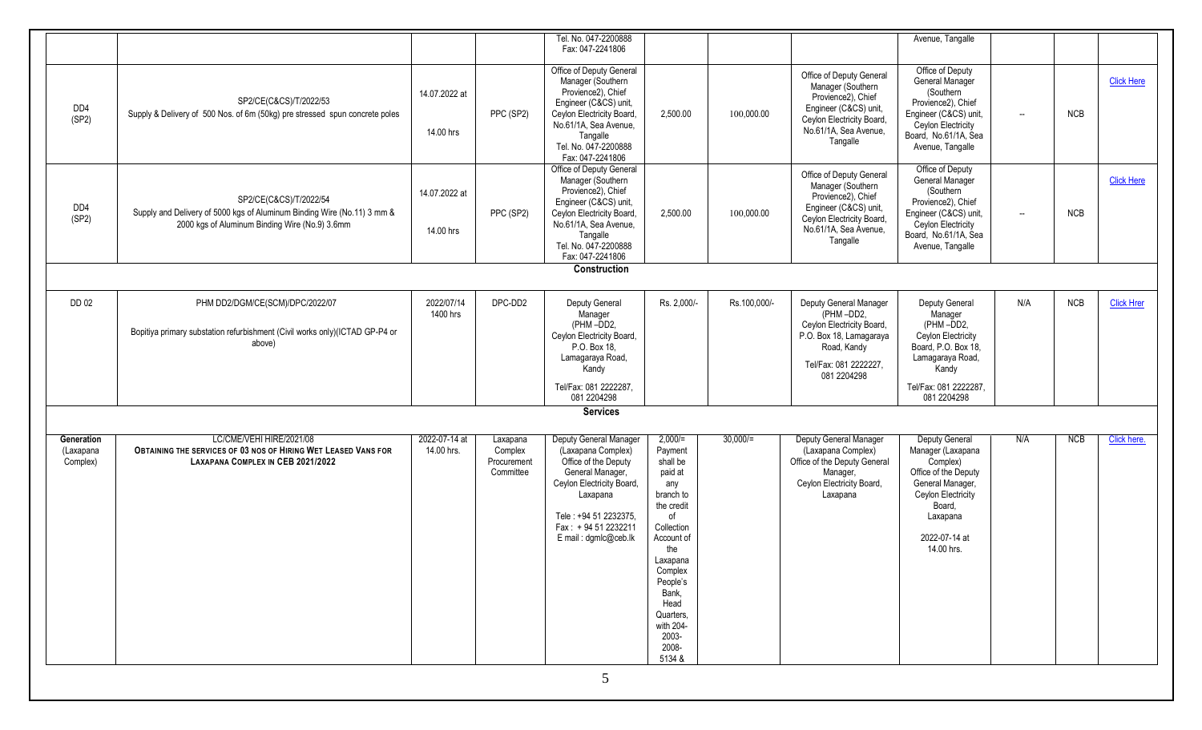| | | | | | | | | | | | |
|---|---|---|---|---|---|---|---|---|---|---|---|
| | | | | Tel. No. 047-2200888 Fax: 047-2241806 | | | | Avenue, Tangalle | | | |
| DD4 (SP2) | SP2/CE(C&CS)/T/2022/53 Supply & Delivery of 500 Nos. of 6m (50kg) pre stressed spun concrete poles | 14.07.2022 at 14.00 hrs | PPC (SP2) | Office of Deputy General Manager (Southern Provience2), Chief Engineer (C&CS) unit, Ceylon Electricity Board, No.61/1A, Sea Avenue, Tangalle Tel. No. 047-2200888 Fax: 047-2241806 | 2,500.00 | 100,000.00 | Office of Deputy General Manager (Southern Provience2), Chief Engineer (C&CS) unit, Ceylon Electricity Board, No.61/1A, Sea Avenue, Tangalle | Office of Deputy General Manager (Southern Provience2), Chief Engineer (C&CS) unit, Ceylon Electricity Board, No.61/1A, Sea Avenue, Tangalle | -- | NCB | Click Here |
| DD4 (SP2) | SP2/CE(C&CS)/T/2022/54 Supply and Delivery of 5000 kgs of Aluminum Binding Wire (No.11) 3 mm & 2000 kgs of Aluminum Binding Wire (No.9) 3.6mm | 14.07.2022 at 14.00 hrs | PPC (SP2) | Office of Deputy General Manager (Southern Provience2), Chief Engineer (C&CS) unit, Ceylon Electricity Board, No.61/1A, Sea Avenue, Tangalle Tel. No. 047-2200888 Fax: 047-2241806 | 2,500.00 | 100,000.00 | Office of Deputy General Manager (Southern Provience2), Chief Engineer (C&CS) unit, Ceylon Electricity Board, No.61/1A, Sea Avenue, Tangalle | Office of Deputy General Manager (Southern Provience2), Chief Engineer (C&CS) unit, Ceylon Electricity Board, No.61/1A, Sea Avenue, Tangalle | -- | NCB | Click Here |
| | | | | **Construction** | | | | | | | |
| DD 02 | PHM DD2/DGM/CE(SCM)/DPC/2022/07 Bopitiya primary substation refurbishment (Civil works only)(ICTAD GP-P4 or above) | 2022/07/14 1400 hrs | DPC-DD2 | Deputy General Manager (PHM –DD2, Ceylon Electricity Board, P.O. Box 18, Lamagaraya Road, Kandy Tel/Fax: 081 2222287, 081 2204298 | Rs. 2,000/- | Rs.100,000/- | Deputy General Manager (PHM –DD2, Ceylon Electricity Board, P.O. Box 18, Lamagaraya Road, Kandy Tel/Fax: 081 2222227, 081 2204298 | Deputy General Manager (PHM –DD2, Ceylon Electricity Board, P.O. Box 18, Lamagaraya Road, Kandy Tel/Fax: 081 2222287, 081 2204298 | N/A | NCB | Click Hrer |
| | | | | **Services** | | | | | | | |
| **Generation** (Laxapana Complex) | LC/CME/VEHI HIRE/2021/08 **OBTAINING THE SERVICES OF 03 NOS OF HIRING WET LEASED VANS FOR LAXAPANA COMPLEX IN CEB 2021/2022** | 2022-07-14 at 14.00 hrs. | Laxapana Complex Procurement Committee | Deputy General Manager (Laxapana Complex) Office of the Deputy General Manager, Ceylon Electricity Board, Laxapana Tele : +94 51 2232375, Fax : + 94 51 2232211 E mail : dgmlc@ceb.lk | 2,000/= Payment shall be paid at any branch to the credit of Collection Account of the Laxapana Complex People's Bank, Head Quarters, with 204-2003-2008-5134 & | 30,000/= | Deputy General Manager (Laxapana Complex) Office of the Deputy General Manager, Ceylon Electricity Board, Laxapana | Deputy General Manager (Laxapana Complex) Office of the Deputy General Manager, Ceylon Electricity Board, Laxapana 2022-07-14 at 14.00 hrs. | N/A | NCB | Click here. |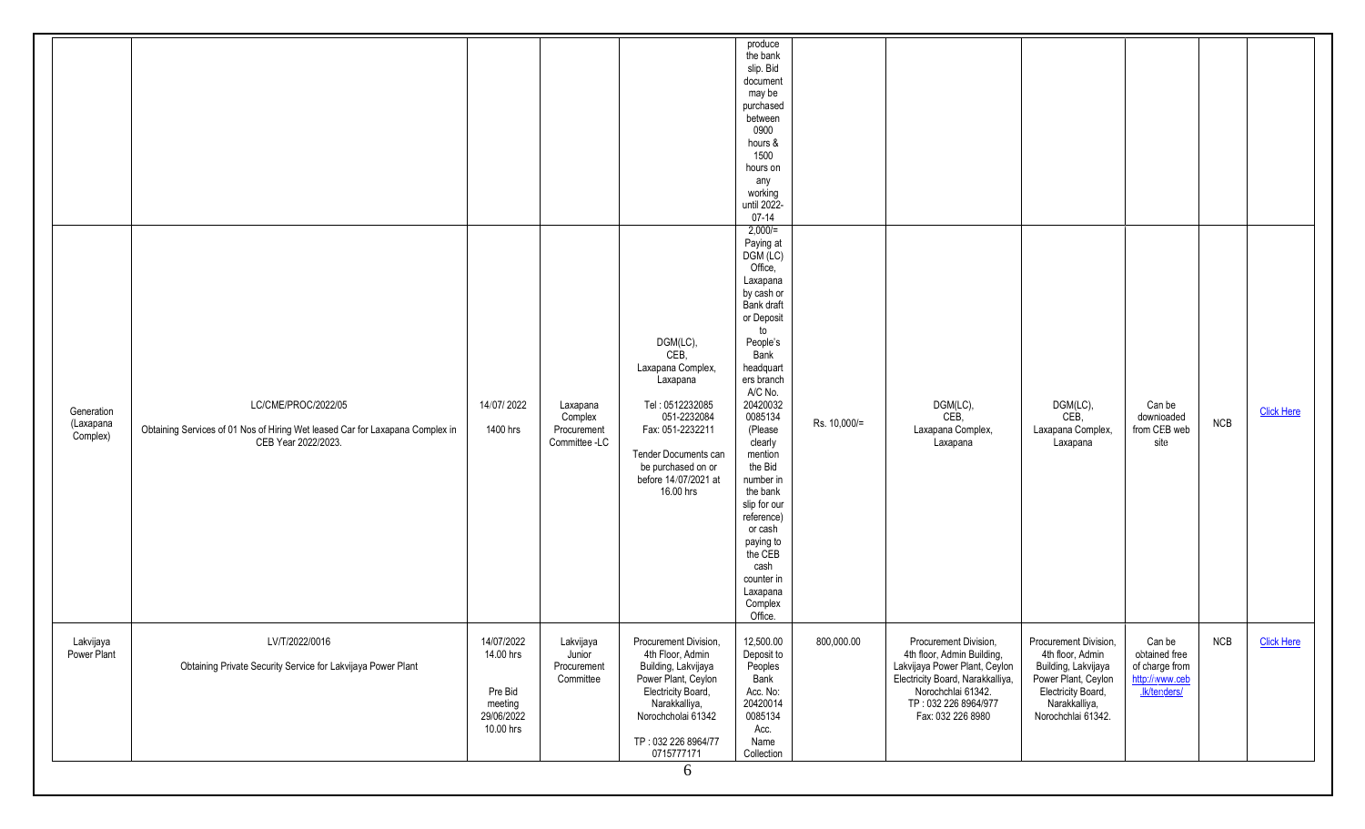|  |  |  |  |  | produce the bank slip. Bid document may be purchased between 0900 hours & 1500 hours on any working until 2022-07-14 |  |  |  |  |  |  |
|---|---|---|---|---|---|---|---|---|---|---|---|
| Generation (Laxapana Complex) | LC/CME/PROC/2022/05<br><br>Obtaining Services of 01 Nos of Hiring Wet leased Car for Laxapana Complex in CEB Year 2022/2023. | 14/07/ 2022<br><br>1400 hrs | Laxapana Complex Procurement Committee -LC | DGM(LC), CEB, Laxapana Complex, Laxapana<br><br>Tel : 0512232085 051-2232084 Fax: 051-2232211<br><br>Tender Documents can be purchased on or before 14/07/2021 at 16.00 hrs | 2,000/= Paying at DGM (LC) Office, Laxapana by cash or Bank draft or Deposit to People's Bank headquarters branch A/C No. 204200320085134 (Please clearly mention the Bid number in the bank slip for our reference) or cash paying to the CEB cash counter in Laxapana Complex Office. | Rs. 10,000/= | DGM(LC), CEB, Laxapana Complex, Laxapana | DGM(LC), CEB, Laxapana Complex, Laxapana | Can be downloaded from CEB web site | NCB | Click Here |
| Lakvijaya Power Plant | LV/T/2022/0016<br><br>Obtaining Private Security Service for Lakvijaya Power Plant | 14/07/2022 14.00 hrs<br><br>Pre Bid meeting 29/06/2022 10.00 hrs | Lakvijaya Junior Procurement Committee | Procurement Division, 4th Floor, Admin Building, Lakvijaya Power Plant, Ceylon Electricity Board, Narakkalliya, Norochcholai 61342<br><br>TP : 032 226 8964/77 0715777171 | 12,500.00 Deposit to Peoples Bank Acc. No: 204200140085134 Acc. Name Collection | 800,000.00 | Procurement Division, 4th floor, Admin Building, Lakvijaya Power Plant, Ceylon Electricity Board, Narakkalliya, Norochchlai 61342. TP : 032 226 8964/977 Fax: 032 226 8980 | Procurement Division, 4th floor, Admin Building, Lakvijaya Power Plant, Ceylon Electricity Board, Narakkalliya, Norochchlai 61342. | Can be obtained free of charge from http://www.ceb.lk/tenders/ | NCB | Click Here |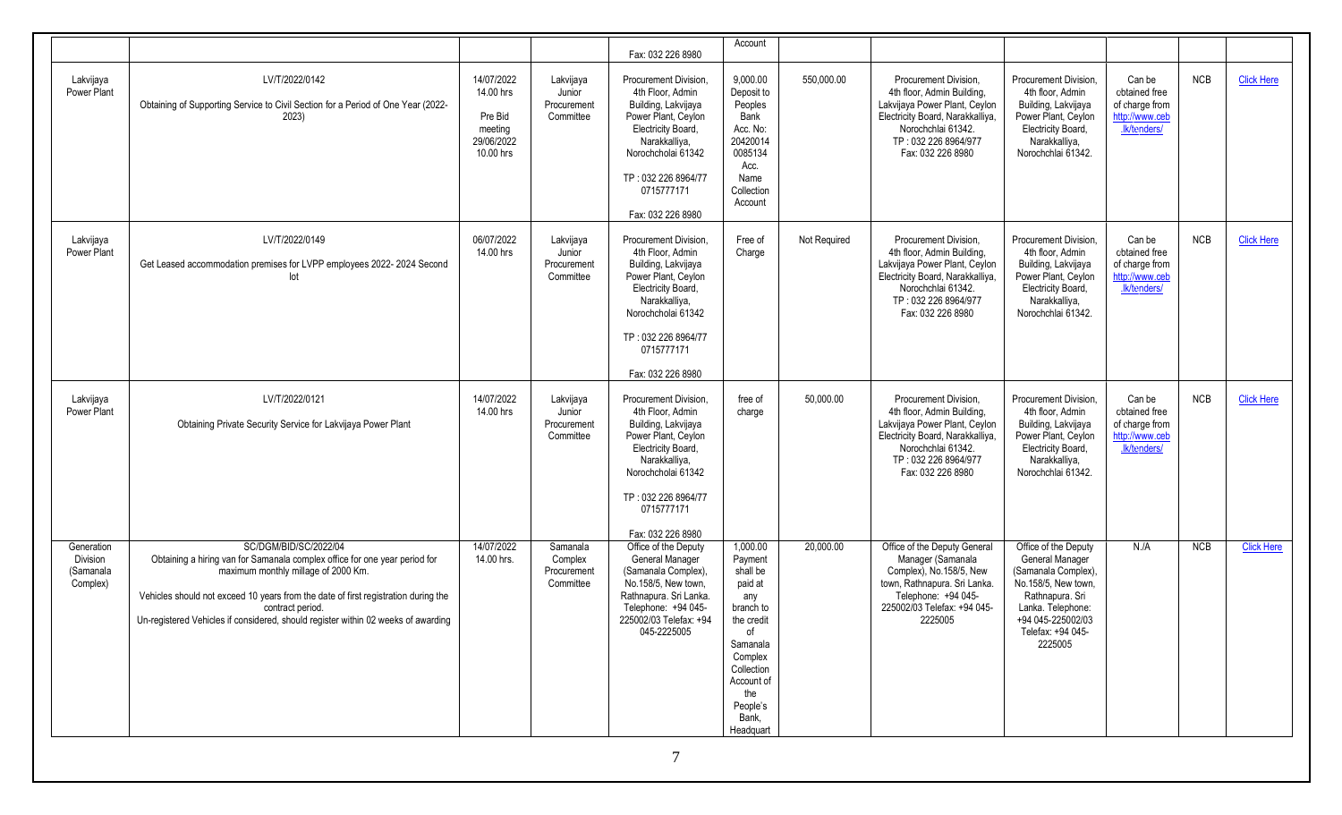| | | | | | | | | | | | |
|---|---|---|---|---|---|---|---|---|---|---|---|
| | | | | Fax: 032 226 8980 | Account | | | | | | |
| Lakvijaya Power Plant | LV/T/2022/0142<br><br>Obtaining of Supporting Service to Civil Section for a Period of One Year (2022-2023) | 14/07/2022 14.00 hrs<br><br>Pre Bid meeting 29/06/2022 10.00 hrs | Lakvijaya Junior Procurement Committee | Procurement Division, 4th Floor, Admin Building, Lakvijaya Power Plant, Ceylon Electricity Board, Narakkaliya, Norochcholai 61342<br><br>TP : 032 226 8964/77 0715777171<br><br>Fax: 032 226 8980 | 9,000.00 Deposit to Peoples Bank Acc. No: 20420014 0085134 Acc. Name Collection Account | 550,000.00 | Procurement Division, 4th floor, Admin Building, Lakvijaya Power Plant, Ceylon Electricity Board, Narakkaliya, Norochchlai 61342. TP : 032 226 8964/977 Fax: 032 226 8980 | Procurement Division, 4th floor, Admin Building, Lakvijaya Power Plant, Ceylon Electricity Board, Narakkaliya, Norochchlai 61342. | Can be obtained free of charge from http://www.ceb.lk/tenders/ | NCB | Click Here |
| Lakvijaya Power Plant | LV/T/2022/0149<br><br>Get Leased accommodation premises for LVPP employees 2022- 2024 Second lot | 06/07/2022 14.00 hrs | Lakvijaya Junior Procurement Committee | Procurement Division, 4th Floor, Admin Building, Lakvijaya Power Plant, Ceylon Electricity Board, Narakkaliya, Norochcholai 61342<br><br>TP : 032 226 8964/77 0715777171<br><br>Fax: 032 226 8980 | Free of Charge | Not Required | Procurement Division, 4th floor, Admin Building, Lakvijaya Power Plant, Ceylon Electricity Board, Narakkaliya, Norochchlai 61342. TP : 032 226 8964/977 Fax: 032 226 8980 | Procurement Division, 4th floor, Admin Building, Lakvijaya Power Plant, Ceylon Electricity Board, Narakkaliya, Norochchlai 61342. | Can be obtained free of charge from http://www.ceb.lk/tenders/ | NCB | Click Here |
| Lakvijaya Power Plant | LV/T/2022/0121<br><br>Obtaining Private Security Service for Lakvijaya Power Plant | 14/07/2022 14.00 hrs | Lakvijaya Junior Procurement Committee | Procurement Division, 4th Floor, Admin Building, Lakvijaya Power Plant, Ceylon Electricity Board, Narakkaliya, Norochcholai 61342<br><br>TP : 032 226 8964/77 0715777171<br><br>Fax: 032 226 8980 | free of charge | 50,000.00 | Procurement Division, 4th floor, Admin Building, Lakvijaya Power Plant, Ceylon Electricity Board, Narakkaliya, Norochchlai 61342. TP : 032 226 8964/977 Fax: 032 226 8980 | Procurement Division, 4th floor, Admin Building, Lakvijaya Power Plant, Ceylon Electricity Board, Narakkaliya, Norochchlai 61342. | Can be obtained free of charge from http://www.ceb.lk/tenders/ | NCB | Click Here |
| Generation Division (Samanala Complex) | SC/DGM/BID/SC/2022/04<br>Obtaining a hiring van for Samanala complex office for one year period for maximum monthly millage of 2000 Km.<br><br>Vehicles should not exceed 10 years from the date of first registration during the contract period.<br>Un-registered Vehicles if considered, should register within 02 weeks of awarding | 14/07/2022 14.00 hrs. | Samanala Complex Procurement Committee | Office of the Deputy General Manager (Samanala Complex), No.158/5, New town, Rathnapura. Sri Lanka. Telephone: +94 045-225002/03 Telefax: +94 045-2225005 | 1,000.00 Payment shall be paid at any branch to the credit of Samanala Complex Collection Account of the People's Bank, Headquart | 20,000.00 | Office of the Deputy General Manager (Samanala Complex), No.158/5, New town, Rathnapura. Sri Lanka. Telephone: +94 045-225002/03 Telefax: +94 045-2225005 | Office of the Deputy General Manager (Samanala Complex), No.158/5, New town, Rathnapura. Sri Lanka. Telephone: +94 045-225002/03 Telefax: +94 045-2225005 | N./A | NCB | Click Here |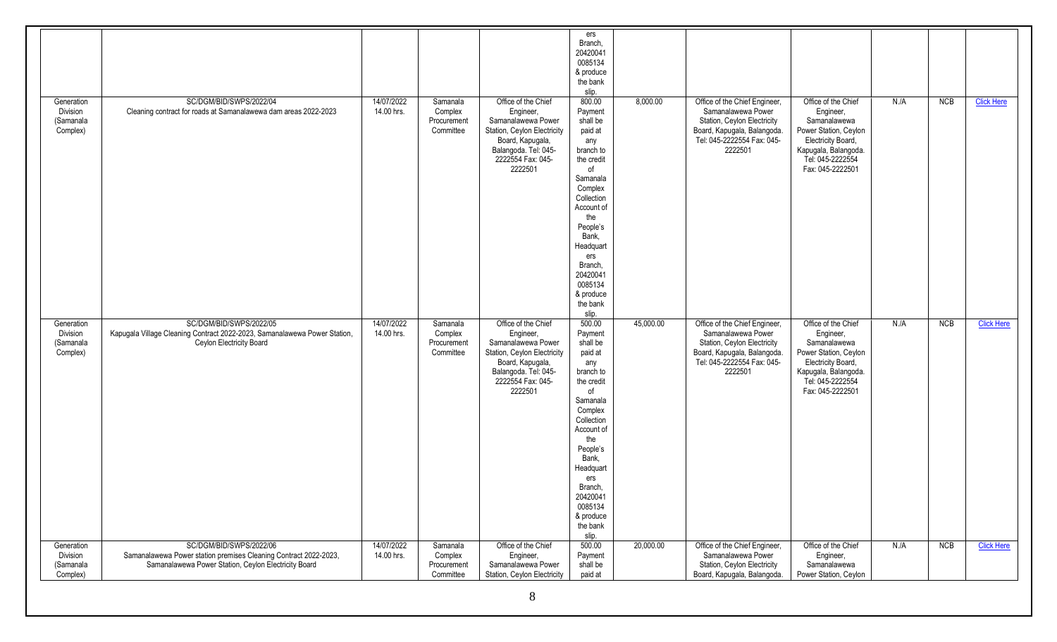| | | | | | | | | | | | |
|---|---|---|---|---|---|---|---|---|---|---|---|
| | | | | | ers Branch, 204200410085134 & produce the bank slip. | | | | | | |
| Generation Division (Samanala Complex) | SC/DGM/BID/SWPS/2022/04<br>Cleaning contract for roads at Samanalawewa dam areas 2022-2023 | 14/07/2022 14.00 hrs. | Samanala Complex Procurement Committee | Office of the Chief Engineer, Samanalawewa Power Station, Ceylon Electricity Board, Kapugala, Balangoda. Tel: 045-2222554 Fax: 045-2222501 | 800.00 Payment shall be paid at any branch to the credit of Samanala Complex Collection Account of the People's Bank, Headquarters Branch, 204200410085134 & produce the bank slip. | 8,000.00 | Office of the Chief Engineer, Samanalawewa Power Station, Ceylon Electricity Board, Kapugala, Balangoda. Tel: 045-2222554 Fax: 045-2222501 | Office of the Chief Engineer, Samanalawewa Power Station, Ceylon Electricity Board, Kapugala, Balangoda. Tel: 045-2222554 Fax: 045-2222501 | N./A | NCB | Click Here |
| Generation Division (Samanala Complex) | SC/DGM/BID/SWPS/2022/05<br>Kapugala Village Cleaning Contract 2022-2023, Samanalawewa Power Station, Ceylon Electricity Board | 14/07/2022 14.00 hrs. | Samanala Complex Procurement Committee | Office of the Chief Engineer, Samanalawewa Power Station, Ceylon Electricity Board, Kapugala, Balangoda. Tel: 045-2222554 Fax: 045-2222501 | 500.00 Payment shall be paid at any branch to the credit of Samanala Complex Collection Account of the People's Bank, Headquarters Branch, 204200410085134 & produce the bank slip. | 45,000.00 | Office of the Chief Engineer, Samanalawewa Power Station, Ceylon Electricity Board, Kapugala, Balangoda. Tel: 045-2222554 Fax: 045-2222501 | Office of the Chief Engineer, Samanalawewa Power Station, Ceylon Electricity Board, Kapugala, Balangoda. Tel: 045-2222554 Fax: 045-2222501 | N./A | NCB | Click Here |
| Generation Division (Samanala Complex) | SC/DGM/BID/SWPS/2022/06<br>Samanalawewa Power station premises Cleaning Contract 2022-2023, Samanalawewa Power Station, Ceylon Electricity Board | 14/07/2022 14.00 hrs. | Samanala Complex Procurement Committee | Office of the Chief Engineer, Samanalawewa Power Station, Ceylon Electricity | 500.00 Payment shall be paid at | 20,000.00 | Office of the Chief Engineer, Samanalawewa Power Station, Ceylon Electricity Board, Kapugala, Balangoda. | Office of the Chief Engineer, Samanalawewa Power Station, Ceylon | N./A | NCB | Click Here |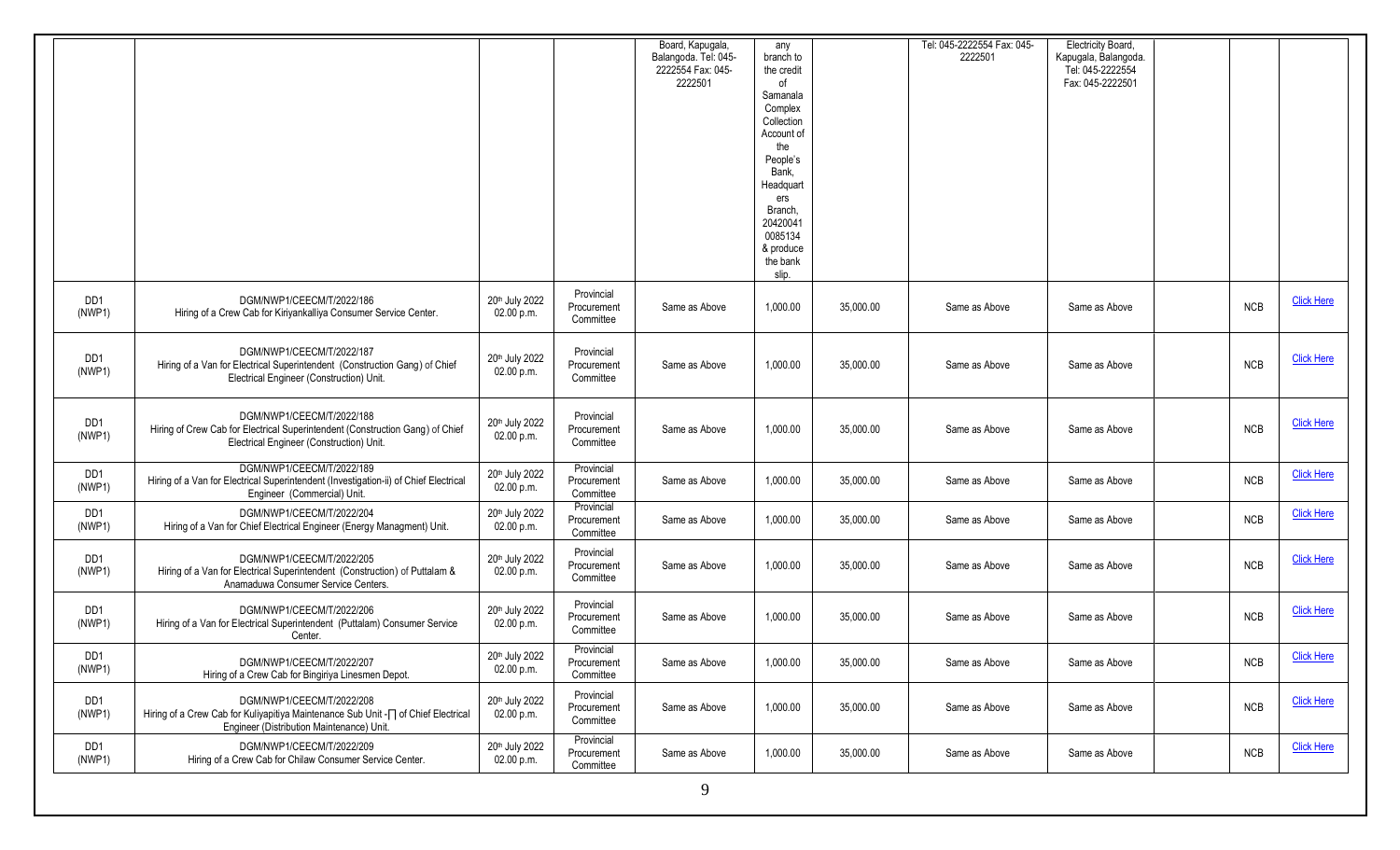|  |  |  |  |  |  |  |  |  |  |  |  |
|---|---|---|---|---|---|---|---|---|---|---|---|
|  |  |  |  | Board, Kapugala, Balangoda. Tel: 045-2222554 Fax: 045-2222501 | any branch to the credit of Samanala Complex Collection Account of the People's Bank, Headquarters Branch, 204200410085134 & produce the bank slip. |  | Tel: 045-2222554 Fax: 045-2222501 | Electricity Board, Kapugala, Balangoda. Tel: 045-2222554 Fax: 045-2222501 |  |  |  |
| DD1 (NWP1) | DGM/NWP1/CEECM/T/2022/186 Hiring of a Crew Cab for Kiriyankalliya Consumer Service Center. | 20th July 2022 02.00 p.m. | Provincial Procurement Committee | Same as Above | 1,000.00 | 35,000.00 | Same as Above | Same as Above |  | NCB | Click Here |
| DD1 (NWP1) | DGM/NWP1/CEECM/T/2022/187 Hiring of a Van for Electrical Superintendent (Construction Gang) of Chief Electrical Engineer (Construction) Unit. | 20th July 2022 02.00 p.m. | Provincial Procurement Committee | Same as Above | 1,000.00 | 35,000.00 | Same as Above | Same as Above |  | NCB | Click Here |
| DD1 (NWP1) | DGM/NWP1/CEECM/T/2022/188 Hiring of Crew Cab for Electrical Superintendent (Construction Gang) of Chief Electrical Engineer (Construction) Unit. | 20th July 2022 02.00 p.m. | Provincial Procurement Committee | Same as Above | 1,000.00 | 35,000.00 | Same as Above | Same as Above |  | NCB | Click Here |
| DD1 (NWP1) | DGM/NWP1/CEECM/T/2022/189 Hiring of a Van for Electrical Superintendent (Investigation-ii) of Chief Electrical Engineer (Commercial) Unit. | 20th July 2022 02.00 p.m. | Provincial Procurement Committee | Same as Above | 1,000.00 | 35,000.00 | Same as Above | Same as Above |  | NCB | Click Here |
| DD1 (NWP1) | DGM/NWP1/CEECM/T/2022/204 Hiring of a Van for Chief Electrical Engineer (Energy Managment) Unit. | 20th July 2022 02.00 p.m. | Provincial Procurement Committee | Same as Above | 1,000.00 | 35,000.00 | Same as Above | Same as Above |  | NCB | Click Here |
| DD1 (NWP1) | DGM/NWP1/CEECM/T/2022/205 Hiring of a Van for Electrical Superintendent (Construction) of Puttalam & Anamaduwa Consumer Service Centers. | 20th July 2022 02.00 p.m. | Provincial Procurement Committee | Same as Above | 1,000.00 | 35,000.00 | Same as Above | Same as Above |  | NCB | Click Here |
| DD1 (NWP1) | DGM/NWP1/CEECM/T/2022/206 Hiring of a Van for Electrical Superintendent (Puttalam) Consumer Service Center. | 20th July 2022 02.00 p.m. | Provincial Procurement Committee | Same as Above | 1,000.00 | 35,000.00 | Same as Above | Same as Above |  | NCB | Click Here |
| DD1 (NWP1) | DGM/NWP1/CEECM/T/2022/207 Hiring of a Crew Cab for Bingiriya Linesmen Depot. | 20th July 2022 02.00 p.m. | Provincial Procurement Committee | Same as Above | 1,000.00 | 35,000.00 | Same as Above | Same as Above |  | NCB | Click Here |
| DD1 (NWP1) | DGM/NWP1/CEECM/T/2022/208 Hiring of a Crew Cab for Kuliyapitiya Maintenance Sub Unit -[] of Chief Electrical Engineer (Distribution Maintenance) Unit. | 20th July 2022 02.00 p.m. | Provincial Procurement Committee | Same as Above | 1,000.00 | 35,000.00 | Same as Above | Same as Above |  | NCB | Click Here |
| DD1 (NWP1) | DGM/NWP1/CEECM/T/2022/209 Hiring of a Crew Cab for Chilaw Consumer Service Center. | 20th July 2022 02.00 p.m. | Provincial Procurement Committee | Same as Above | 1,000.00 | 35,000.00 | Same as Above | Same as Above |  | NCB | Click Here |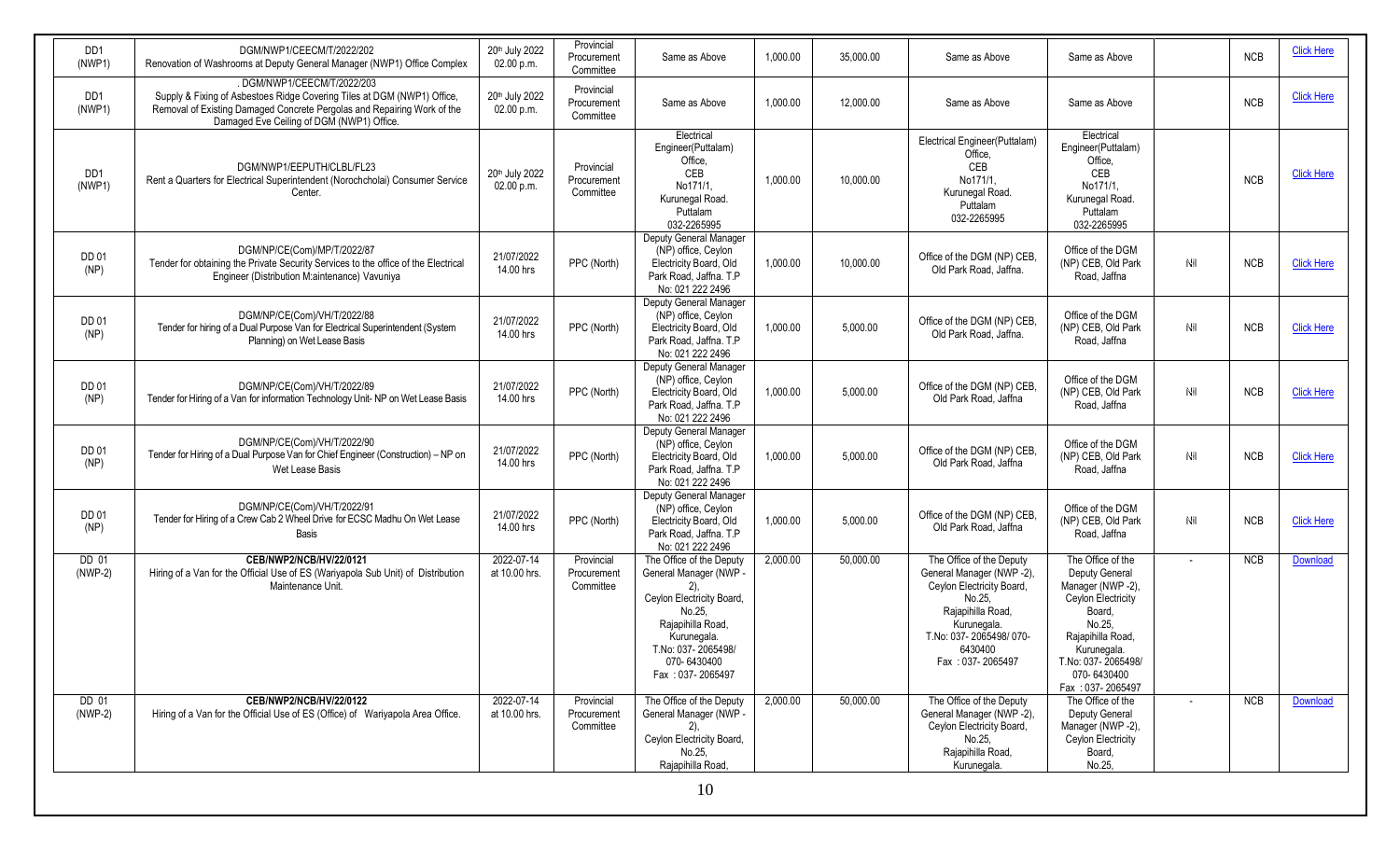| | | | | | | | | | | | |
|---|---|---|---|---|---|---|---|---|---|---|---|
| DD1 (NWP1) | DGM/NWP1/CEECM/T/2022/202 Renovation of Washrooms at Deputy General Manager (NWP1) Office Complex | 20th July 2022 02.00 p.m. | Provincial Procurement Committee | Same as Above | 1,000.00 | 35,000.00 | Same as Above | Same as Above | | NCB | Click Here |
| DD1 (NWP1) | . DGM/NWP1/CEECM/T/2022/203 Supply & Fixing of Asbestoes Ridge Covering Tiles at DGM (NWP1) Office, Removal of Existing Damaged Concrete Pergolas and Repairing Work of the Damaged Eve Ceiling of DGM (NWP1) Office. | 20th July 2022 02.00 p.m. | Provincial Procurement Committee | Same as Above | 1,000.00 | 12,000.00 | Same as Above | Same as Above | | NCB | Click Here |
| DD1 (NWP1) | DGM/NWP1/EEPUTH/CLBL/FL23 Rent a Quarters for Electrical Superintendent (Norochcholai) Consumer Service Center. | 20th July 2022 02.00 p.m. | Provincial Procurement Committee | Electrical Engineer(Puttalam) Office, CEB No171/1, Kurunegal Road. Puttalam 032-2265995 | 1,000.00 | 10,000.00 | Electrical Engineer(Puttalam) Office, CEB No171/1, Kurunegal Road. Puttalam 032-2265995 | Electrical Engineer(Puttalam) Office, CEB No171/1, Kurunegal Road. Puttalam 032-2265995 | | NCB | Click Here |
| DD 01 (NP) | DGM/NP/CE(Com)/MP/T/2022/87 Tender for obtaining the Private Security Services to the office of the Electrical Engineer (Distribution M:aintenance) Vavuniya | 21/07/2022 14.00 hrs | PPC (North) | Deputy General Manager (NP) office, Ceylon Electricity Board, Old Park Road, Jaffna. T.P No: 021 222 2496 | 1,000.00 | 10,000.00 | Office of the DGM (NP) CEB, Old Park Road, Jaffna. | Office of the DGM (NP) CEB, Old Park Road, Jaffna | Nil | NCB | Click Here |
| DD 01 (NP) | DGM/NP/CE(Com)/VH/T/2022/88 Tender for hiring of a Dual Purpose Van for Electrical Superintendent (System Planning) on Wet Lease Basis | 21/07/2022 14.00 hrs | PPC (North) | Deputy General Manager (NP) office, Ceylon Electricity Board, Old Park Road, Jaffna. T.P No: 021 222 2496 | 1,000.00 | 5,000.00 | Office of the DGM (NP) CEB, Old Park Road, Jaffna. | Office of the DGM (NP) CEB, Old Park Road, Jaffna | Nil | NCB | Click Here |
| DD 01 (NP) | DGM/NP/CE(Com)/VH/T/2022/89 Tender for Hiring of a Van for information Technology Unit- NP on Wet Lease Basis | 21/07/2022 14.00 hrs | PPC (North) | Deputy General Manager (NP) office, Ceylon Electricity Board, Old Park Road, Jaffna. T.P No: 021 222 2496 | 1,000.00 | 5,000.00 | Office of the DGM (NP) CEB, Old Park Road, Jaffna | Office of the DGM (NP) CEB, Old Park Road, Jaffna | Nil | NCB | Click Here |
| DD 01 (NP) | DGM/NP/CE(Com)/VH/T/2022/90 Tender for Hiring of a Dual Purpose Van for Chief Engineer (Construction) – NP on Wet Lease Basis | 21/07/2022 14.00 hrs | PPC (North) | Deputy General Manager (NP) office, Ceylon Electricity Board, Old Park Road, Jaffna. T.P No: 021 222 2496 | 1,000.00 | 5,000.00 | Office of the DGM (NP) CEB, Old Park Road, Jaffna | Office of the DGM (NP) CEB, Old Park Road, Jaffna | Nil | NCB | Click Here |
| DD 01 (NP) | DGM/NP/CE(Com)/VH/T/2022/91 Tender for Hiring of a Crew Cab 2 Wheel Drive for ECSC Madhu On Wet Lease Basis | 21/07/2022 14.00 hrs | PPC (North) | Deputy General Manager (NP) office, Ceylon Electricity Board, Old Park Road, Jaffna. T.P No: 021 222 2496 | 1,000.00 | 5,000.00 | Office of the DGM (NP) CEB, Old Park Road, Jaffna | Office of the DGM (NP) CEB, Old Park Road, Jaffna | Nil | NCB | Click Here |
| DD 01 (NWP-2) | **CEB/NWP2/NCB/HV/22/0121** Hiring of a Van for the Official Use of ES (Wariyapola Sub Unit) of Distribution Maintenance Unit. | 2022-07-14 at 10.00 hrs. | Provincial Procurement Committee | The Office of the Deputy General Manager (NWP - 2), Ceylon Electricity Board, No.25, Rajapihilla Road, Kurunegala. T.No: 037- 2065498/ 070- 6430400 Fax : 037- 2065497 | 2,000.00 | 50,000.00 | The Office of the Deputy General Manager (NWP -2), Ceylon Electricity Board, No.25, Rajapihilla Road, Kurunegala. T.No: 037- 2065498/ 070- 6430400 Fax : 037- 2065497 | The Office of the Deputy General Manager (NWP -2), Ceylon Electricity Board, No.25, Rajapihilla Road, Kurunegala. T.No: 037- 2065498/ 070- 6430400 Fax : 037- 2065497 | - | NCB | Download |
| DD 01 (NWP-2) | **CEB/NWP2/NCB/HV/22/0122** Hiring of a Van for the Official Use of ES (Office) of Wariyapola Area Office. | 2022-07-14 at 10.00 hrs. | Provincial Procurement Committee | The Office of the Deputy General Manager (NWP - 2), Ceylon Electricity Board, No.25, Rajapihilla Road, | 2,000.00 | 50,000.00 | The Office of the Deputy General Manager (NWP -2), Ceylon Electricity Board, No.25, Rajapihilla Road, Kurunegala. | The Office of the Deputy General Manager (NWP -2), Ceylon Electricity Board, No.25, | - | NCB | Download |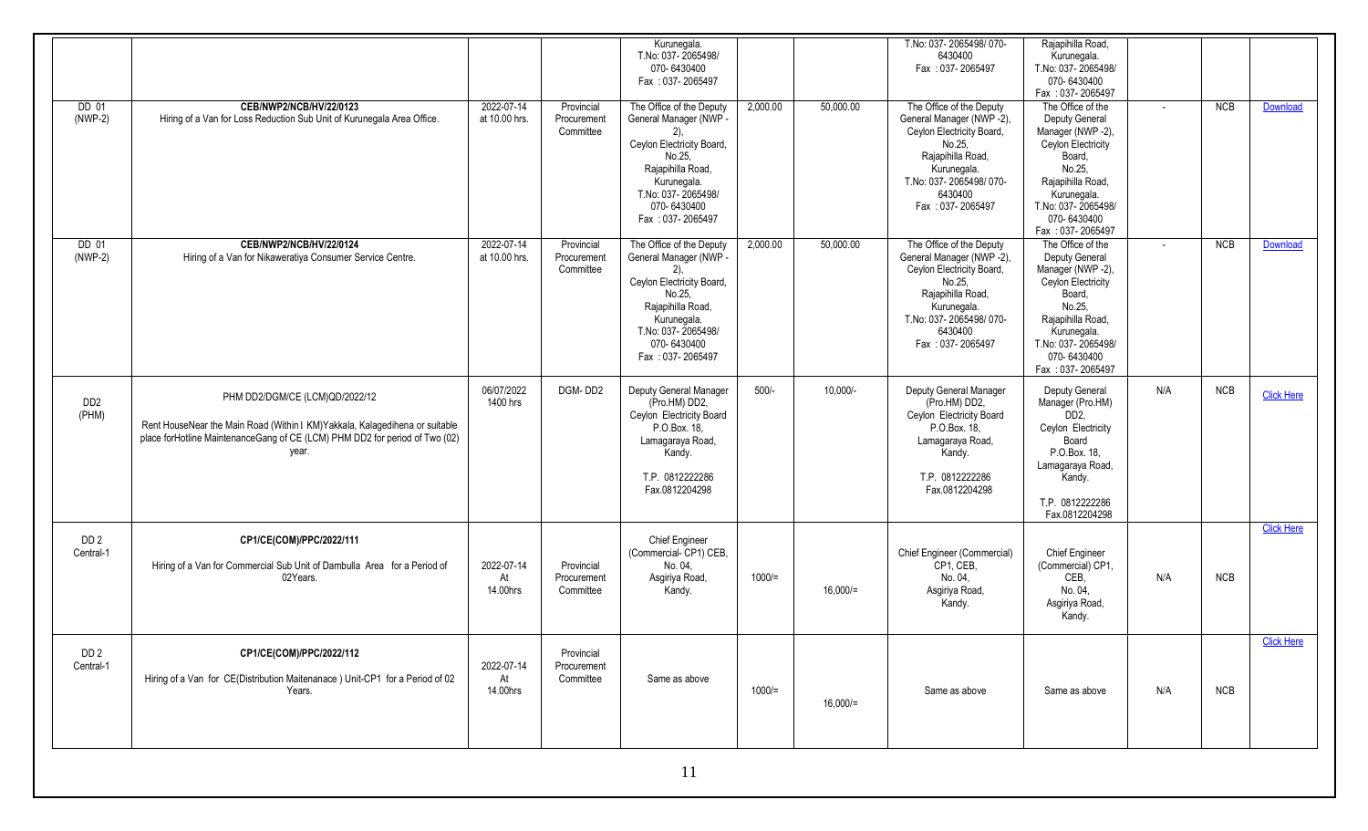| | | | | | | | | | | | |
|---|---|---|---|---|---|---|---|---|---|---|---|
| | | | | Kurunegala. T.No: 037- 2065498/ 070- 6430400 Fax : 037- 2065497 | | | T.No: 037- 2065498/ 070- 6430400 Fax : 037- 2065497 | Rajapihilla Road, Kurunegala. T.No: 037- 2065498/ 070- 6430400 Fax : 037- 2065497 | | | |
| DD 01 (NWP-2) | **CEB/NWP2/NCB/HV/22/0123** Hiring of a Van for Loss Reduction Sub Unit of Kurunegala Area Office. | 2022-07-14 at 10.00 hrs. | Provincial Procurement Committee | The Office of the Deputy General Manager (NWP - 2), Ceylon Electricity Board, No.25, Rajapihilla Road, Kurunegala. T.No: 037- 2065498/ 070- 6430400 Fax : 037- 2065497 | 2,000.00 | 50,000.00 | The Office of the Deputy General Manager (NWP -2), Ceylon Electricity Board, No.25, Rajapihilla Road, Kurunegala. T.No: 037- 2065498/ 070- 6430400 Fax : 037- 2065497 | The Office of the Deputy General Manager (NWP -2), Ceylon Electricity Board, No.25, Rajapihilla Road, Kurunegala. T.No: 037- 2065498/ 070- 6430400 Fax : 037- 2065497 | - | NCB | Download |
| DD 01 (NWP-2) | **CEB/NWP2/NCB/HV/22/0124** Hiring of a Van for Nikaweratiya Consumer Service Centre. | 2022-07-14 at 10.00 hrs. | Provincial Procurement Committee | The Office of the Deputy General Manager (NWP - 2), Ceylon Electricity Board, No.25, Rajapihilla Road, Kurunegala. T.No: 037- 2065498/ 070- 6430400 Fax : 037- 2065497 | 2,000.00 | 50,000.00 | The Office of the Deputy General Manager (NWP -2), Ceylon Electricity Board, No.25, Rajapihilla Road, Kurunegala. T.No: 037- 2065498/ 070- 6430400 Fax : 037- 2065497 | The Office of the Deputy General Manager (NWP -2), Ceylon Electricity Board, No.25, Rajapihilla Road, Kurunegala. T.No: 037- 2065498/ 070- 6430400 Fax : 037- 2065497 | - | NCB | Download |
| DD2 (PHM) | PHM DD2/DGM/CE (LCM)QD/2022/12 Rent HouseNear the Main Road (Within I KM)Yakkala, Kalagedihena or suitable place forHotline MaintenanceGang of CE (LCM) PHM DD2 for period of Two (02) year. | 06/07/2022 1400 hrs | DGM- DD2 | Deputy General Manager (Pro.HM) DD2, Ceylon Electricity Board P.O.Box. 18, Lamagaraya Road, Kandy. T.P. 0812222286 Fax.0812204298 | 500/- | 10,000/- | Deputy General Manager (Pro.HM) DD2, Ceylon Electricity Board P.O.Box. 18, Lamagaraya Road, Kandy. T.P. 0812222286 Fax.0812204298 | Deputy General Manager (Pro.HM) DD2, Ceylon Electricity Board P.O.Box. 18, Lamagaraya Road, Kandy. T.P. 0812222286 Fax.0812204298 | N/A | NCB | Click Here |
| DD 2 Central-1 | **CP1/CE(COM)/PPC/2022/111** Hiring of a Van for Commercial Sub Unit of Dambulla Area for a Period of 02Years. | 2022-07-14 At 14.00hrs | Provincial Procurement Committee | Chief Engineer (Commercial- CP1) CEB, No. 04, Asgiriya Road, Kandy. | 1000/= | 16,000/= | Chief Engineer (Commercial) CP1, CEB, No. 04, Asgiriya Road, Kandy. | Chief Engineer (Commercial) CP1, CEB, No. 04, Asgiriya Road, Kandy. | N/A | NCB | Click Here |
| DD 2 Central-1 | **CP1/CE(COM)/PPC/2022/112** Hiring of a Van for CE(Distribution Maitenanace ) Unit-CP1 for a Period of 02 Years. | 2022-07-14 At 14.00hrs | Provincial Procurement Committee | Same as above | 1000/= | 16,000/= | Same as above | Same as above | N/A | NCB | Click Here |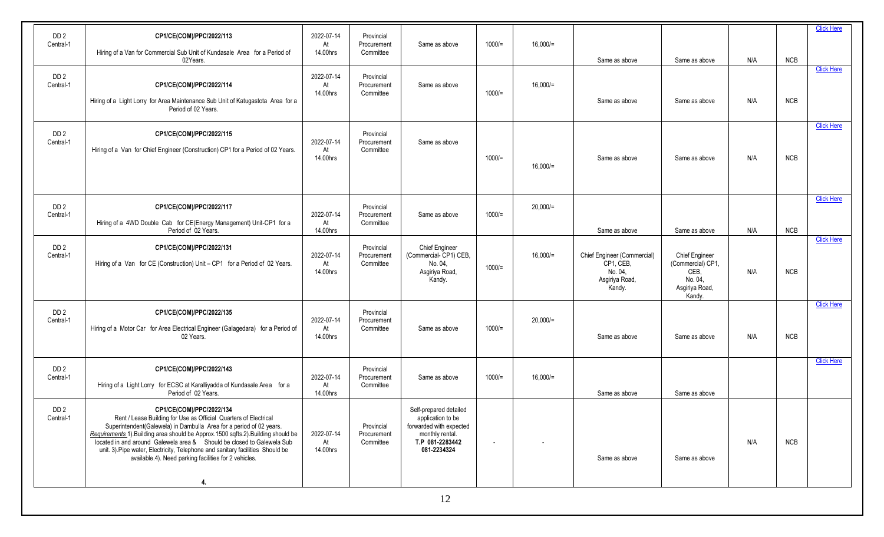| | | | | | | | | | | | |
|---|---|---|---|---|---|---|---|---|---|---|---|
| DD 2 Central-1 | **CP1/CE(COM)/PPC/2022/113** Hiring of a Van for Commercial Sub Unit of Kundasale Area for a Period of 02Years. | 2022-07-14 At 14.00hrs | Provincial Procurement Committee | Same as above | 1000/= | 16,000/= | Same as above | Same as above | N/A | NCB | Click Here |
| DD 2 Central-1 | **CP1/CE(COM)/PPC/2022/114** Hiring of a Light Lorry for Area Maintenance Sub Unit of Katugastota Area for a Period of 02 Years. | 2022-07-14 At 14.00hrs | Provincial Procurement Committee | Same as above | 1000/= | 16,000/= | Same as above | Same as above | N/A | NCB | Click Here |
| DD 2 Central-1 | **CP1/CE(COM)/PPC/2022/115** Hiring of a Van for Chief Engineer (Construction) CP1 for a Period of 02 Years. | 2022-07-14 At 14.00hrs | Provincial Procurement Committee | Same as above | 1000/= | 16,000/= | Same as above | Same as above | N/A | NCB | Click Here |
| DD 2 Central-1 | **CP1/CE(COM)/PPC/2022/117** Hiring of a 4WD Double Cab for CE(Energy Management) Unit-CP1 for a Period of 02 Years. | 2022-07-14 At 14.00hrs | Provincial Procurement Committee | Same as above | 1000/= | 20,000/= | Same as above | Same as above | N/A | NCB | Click Here |
| DD 2 Central-1 | **CP1/CE(COM)/PPC/2022/131** Hiring of a Van for CE (Construction) Unit – CP1 for a Period of 02 Years. | 2022-07-14 At 14.00hrs | Provincial Procurement Committee | Chief Engineer (Commercial- CP1) CEB, No. 04, Asgiriya Road, Kandy. | 1000/= | 16,000/= | Chief Engineer (Commercial) CP1, CEB, No. 04, Asgiriya Road, Kandy. | Chief Engineer (Commercial) CP1, CEB, No. 04, Asgiriya Road, Kandy. | N/A | NCB | Click Here |
| DD 2 Central-1 | **CP1/CE(COM)/PPC/2022/135** Hiring of a Motor Car for Area Electrical Engineer (Galagedara) for a Period of 02 Years. | 2022-07-14 At 14.00hrs | Provincial Procurement Committee | Same as above | 1000/= | 20,000/= | Same as above | Same as above | N/A | NCB | Click Here |
| DD 2 Central-1 | **CP1/CE(COM)/PPC/2022/143** Hiring of a Light Lorry for ECSC at Karalliyadda of Kundasale Area for a Period of 02 Years. | 2022-07-14 At 14.00hrs | Provincial Procurement Committee | Same as above | 1000/= | 16,000/= | Same as above | Same as above | | | Click Here |
| DD 2 Central-1 | **CP1/CE(COM)/PPC/2022/134** Rent / Lease Building for Use as Official Quarters of Electrical Superintendent(Galewela) in Dambulla Area for a period of 02 years. *Requirements* 1).Building area should be Approx.1500 sqfts.2).Building should be located in and around Galewela area & Should be closed to Galewela Sub unit. 3).Pipe water, Electricity, Telephone and sanitary facilities Should be available.4). Need parking facilities for 2 vehicles. **4.** | 2022-07-14 At 14.00hrs | Provincial Procurement Committee | Self-prepared detailed application to be forwarded with expected monthly rental. **T.P 081-2283442 081-2234324** | - | - | Same as above | Same as above | N/A | NCB | |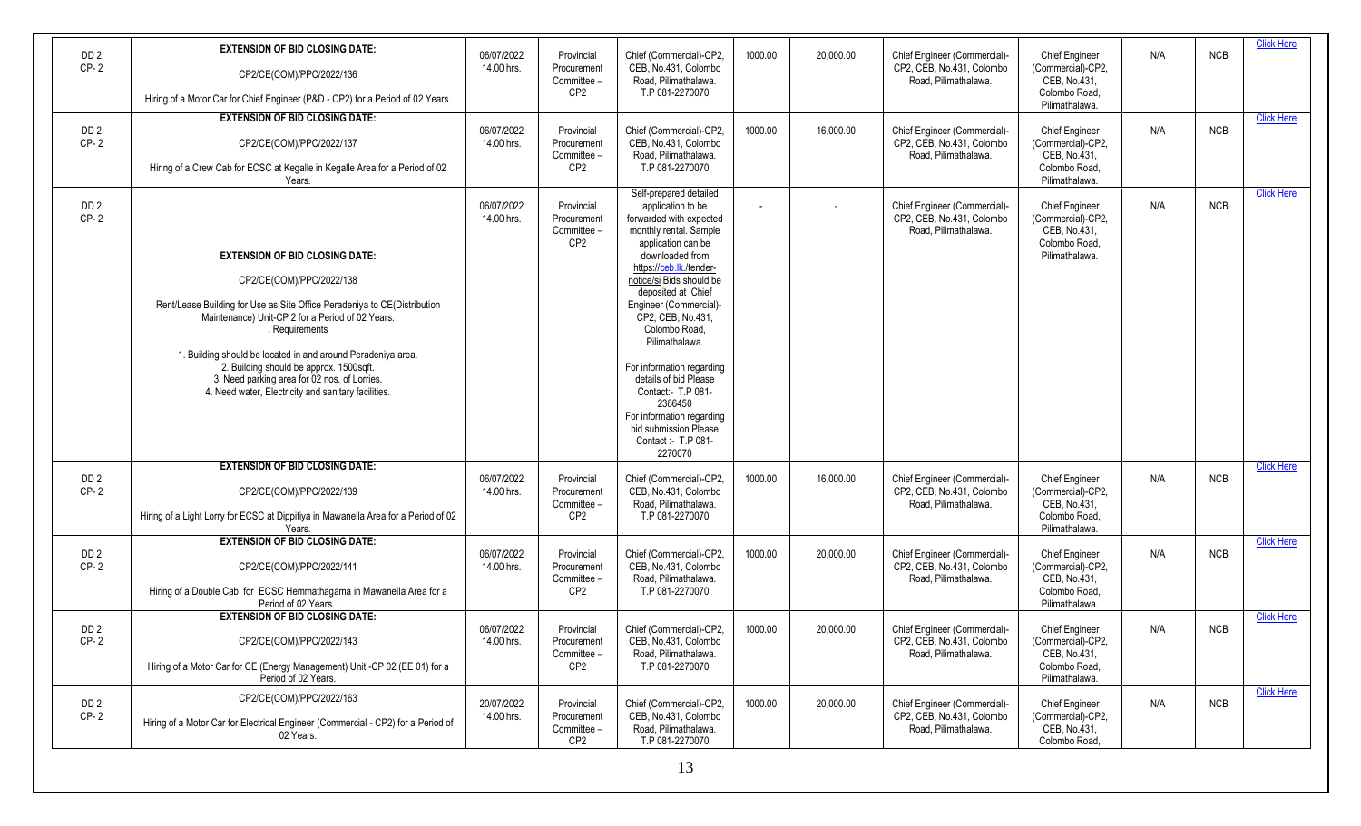| DD 2 CP- 2 | **EXTENSION OF BID CLOSING DATE:** CP2/CE(COM)/PPC/2022/136 Hiring of a Motor Car for Chief Engineer (P&D - CP2) for a Period of 02 Years. | 06/07/2022 14.00 hrs. | Provincial Procurement Committee – CP2 | Chief (Commercial)-CP2, CEB, No.431, Colombo Road, Pilimathalawa. T.P 081-2270070 | 1000.00 | 20,000.00 | Chief Engineer (Commercial)-CP2, CEB, No.431, Colombo Road, Pilimathalawa. | Chief Engineer (Commercial)-CP2, CEB, No.431, Colombo Road, Pilimathalawa. | N/A | NCB | Click Here |
|---|---|---|---|---|---|---|---|---|---|---|---|
| DD 2 CP- 2 | **EXTENSION OF BID CLOSING DATE:** CP2/CE(COM)/PPC/2022/137 Hiring of a Crew Cab for ECSC at Kegalle in Kegalle Area for a Period of 02 Years. | 06/07/2022 14.00 hrs. | Provincial Procurement Committee – CP2 | Chief (Commercial)-CP2, CEB, No.431, Colombo Road, Pilimathalawa. T.P 081-2270070 | 1000.00 | 16,000.00 | Chief Engineer (Commercial)-CP2, CEB, No.431, Colombo Road, Pilimathalawa. | Chief Engineer (Commercial)-CP2, CEB, No.431, Colombo Road, Pilimathalawa. | N/A | NCB | Click Here |
| DD 2 CP- 2 | **EXTENSION OF BID CLOSING DATE:** CP2/CE(COM)/PPC/2022/138 Rent/Lease Building for Use as Site Office Peradeniya to CE(Distribution Maintenance) Unit-CP 2 for a Period of 02 Years. . Requirements 1. Building should be located in and around Peradeniya area. 2. Building should be approx. 1500sqft. 3. Need parking area for 02 nos. of Lorries. 4. Need water, Electricity and sanitary facilities. | 06/07/2022 14.00 hrs. | Provincial Procurement Committee – CP2 | Self-prepared detailed application to be forwarded with expected monthly rental. Sample application can be downloaded from https://ceb.lk./tender-notice/si Bids should be deposited at Chief Engineer (Commercial)-CP2, CEB, No.431, Colombo Road, Pilimathalawa. For information regarding details of bid Please Contact:- T.P 081-2386450 For information regarding bid submission Please Contact :- T.P 081-2270070 | - | - | Chief Engineer (Commercial)-CP2, CEB, No.431, Colombo Road, Pilimathalawa. | Chief Engineer (Commercial)-CP2, CEB, No.431, Colombo Road, Pilimathalawa. | N/A | NCB | Click Here |
| DD 2 CP- 2 | **EXTENSION OF BID CLOSING DATE:** CP2/CE(COM)/PPC/2022/139 Hiring of a Light Lorry for ECSC at Dippitiya in Mawanella Area for a Period of 02 Years. | 06/07/2022 14.00 hrs. | Provincial Procurement Committee – CP2 | Chief (Commercial)-CP2, CEB, No.431, Colombo Road, Pilimathalawa. T.P 081-2270070 | 1000.00 | 16,000.00 | Chief Engineer (Commercial)-CP2, CEB, No.431, Colombo Road, Pilimathalawa. | Chief Engineer (Commercial)-CP2, CEB, No.431, Colombo Road, Pilimathalawa. | N/A | NCB | Click Here |
| DD 2 CP- 2 | **EXTENSION OF BID CLOSING DATE:** CP2/CE(COM)/PPC/2022/141 Hiring of a Double Cab for ECSC Hemmathagama in Mawanella Area for a Period of 02 Years.. | 06/07/2022 14.00 hrs. | Provincial Procurement Committee – CP2 | Chief (Commercial)-CP2, CEB, No.431, Colombo Road, Pilimathalawa. T.P 081-2270070 | 1000.00 | 20,000.00 | Chief Engineer (Commercial)-CP2, CEB, No.431, Colombo Road, Pilimathalawa. | Chief Engineer (Commercial)-CP2, CEB, No.431, Colombo Road, Pilimathalawa. | N/A | NCB | Click Here |
| DD 2 CP- 2 | **EXTENSION OF BID CLOSING DATE:** CP2/CE(COM)/PPC/2022/143 Hiring of a Motor Car for CE (Energy Management) Unit -CP 02 (EE 01) for a Period of 02 Years. | 06/07/2022 14.00 hrs. | Provincial Procurement Committee – CP2 | Chief (Commercial)-CP2, CEB, No.431, Colombo Road, Pilimathalawa. T.P 081-2270070 | 1000.00 | 20,000.00 | Chief Engineer (Commercial)-CP2, CEB, No.431, Colombo Road, Pilimathalawa. | Chief Engineer (Commercial)-CP2, CEB, No.431, Colombo Road, Pilimathalawa. | N/A | NCB | Click Here |
| DD 2 CP- 2 | CP2/CE(COM)/PPC/2022/163 Hiring of a Motor Car for Electrical Engineer (Commercial - CP2) for a Period of 02 Years. | 20/07/2022 14.00 hrs. | Provincial Procurement Committee – CP2 | Chief (Commercial)-CP2, CEB, No.431, Colombo Road, Pilimathalawa. T.P 081-2270070 | 1000.00 | 20,000.00 | Chief Engineer (Commercial)-CP2, CEB, No.431, Colombo Road, Pilimathalawa. | Chief Engineer (Commercial)-CP2, CEB, No.431, Colombo Road, | N/A | NCB | Click Here |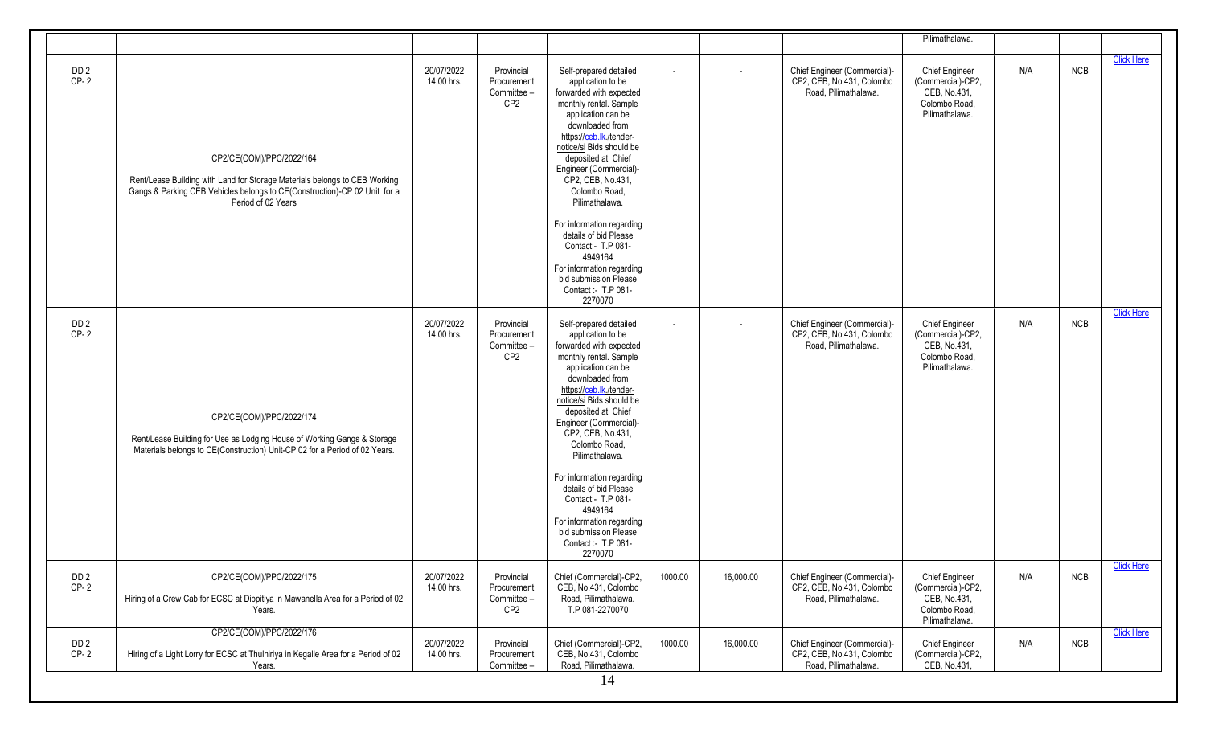| | | | | | | | | | | | |
|---|---|---|---|---|---|---|---|---|---|---|---|
| | | | | | | | | Pilimathalawa. | | | |
| DD 2 CP- 2 | CP2/CE(COM)/PPC/2022/164<br><br>Rent/Lease Building with Land for Storage Materials belongs to CEB Working Gangs & Parking CEB Vehicles belongs to CE(Construction)-CP 02 Unit for a Period of 02 Years | 20/07/2022 14.00 hrs. | Provincial Procurement Committee – CP2 | Self-prepared detailed application to be forwarded with expected monthly rental. Sample application can be downloaded from https://ceb.lk./tender-notice/si Bids should be deposited at Chief Engineer (Commercial)-CP2, CEB, No.431, Colombo Road, Pilimathalawa.<br><br>For information regarding details of bid Please Contact:- T.P 081-4949164<br>For information regarding bid submission Please Contact :- T.P 081-2270070 | - | - | Chief Engineer (Commercial)-CP2, CEB, No.431, Colombo Road, Pilimathalawa. | Chief Engineer (Commercial)-CP2, CEB, No.431, Colombo Road, Pilimathalawa. | N/A | NCB | Click Here |
| DD 2 CP- 2 | CP2/CE(COM)/PPC/2022/174<br><br>Rent/Lease Building for Use as Lodging House of Working Gangs & Storage Materials belongs to CE(Construction) Unit-CP 02 for a Period of 02 Years. | 20/07/2022 14.00 hrs. | Provincial Procurement Committee – CP2 | Self-prepared detailed application to be forwarded with expected monthly rental. Sample application can be downloaded from https://ceb.lk./tender-notice/si Bids should be deposited at Chief Engineer (Commercial)-CP2, CEB, No.431, Colombo Road, Pilimathalawa.<br><br>For information regarding details of bid Please Contact:- T.P 081-4949164<br>For information regarding bid submission Please Contact :- T.P 081-2270070 | - | - | Chief Engineer (Commercial)-CP2, CEB, No.431, Colombo Road, Pilimathalawa. | Chief Engineer (Commercial)-CP2, CEB, No.431, Colombo Road, Pilimathalawa. | N/A | NCB | Click Here |
| DD 2 CP- 2 | CP2/CE(COM)/PPC/2022/175<br><br>Hiring of a Crew Cab for ECSC at Dippitiya in Mawanella Area for a Period of 02 Years. | 20/07/2022 14.00 hrs. | Provincial Procurement Committee – CP2 | Chief (Commercial)-CP2, CEB, No.431, Colombo Road, Pilimathalawa. T.P 081-2270070 | 1000.00 | 16,000.00 | Chief Engineer (Commercial)-CP2, CEB, No.431, Colombo Road, Pilimathalawa. | Chief Engineer (Commercial)-CP2, CEB, No.431, Colombo Road, Pilimathalawa. | N/A | NCB | Click Here |
| DD 2 CP- 2 | CP2/CE(COM)/PPC/2022/176<br><br>Hiring of a Light Lorry for ECSC at Thulhiriya in Kegalle Area for a Period of 02 Years. | 20/07/2022 14.00 hrs. | Provincial Procurement Committee – | Chief (Commercial)-CP2, CEB, No.431, Colombo Road, Pilimathalawa. | 1000.00 | 16,000.00 | Chief Engineer (Commercial)-CP2, CEB, No.431, Colombo Road, Pilimathalawa. | Chief Engineer (Commercial)-CP2, CEB, No.431, | N/A | NCB | Click Here |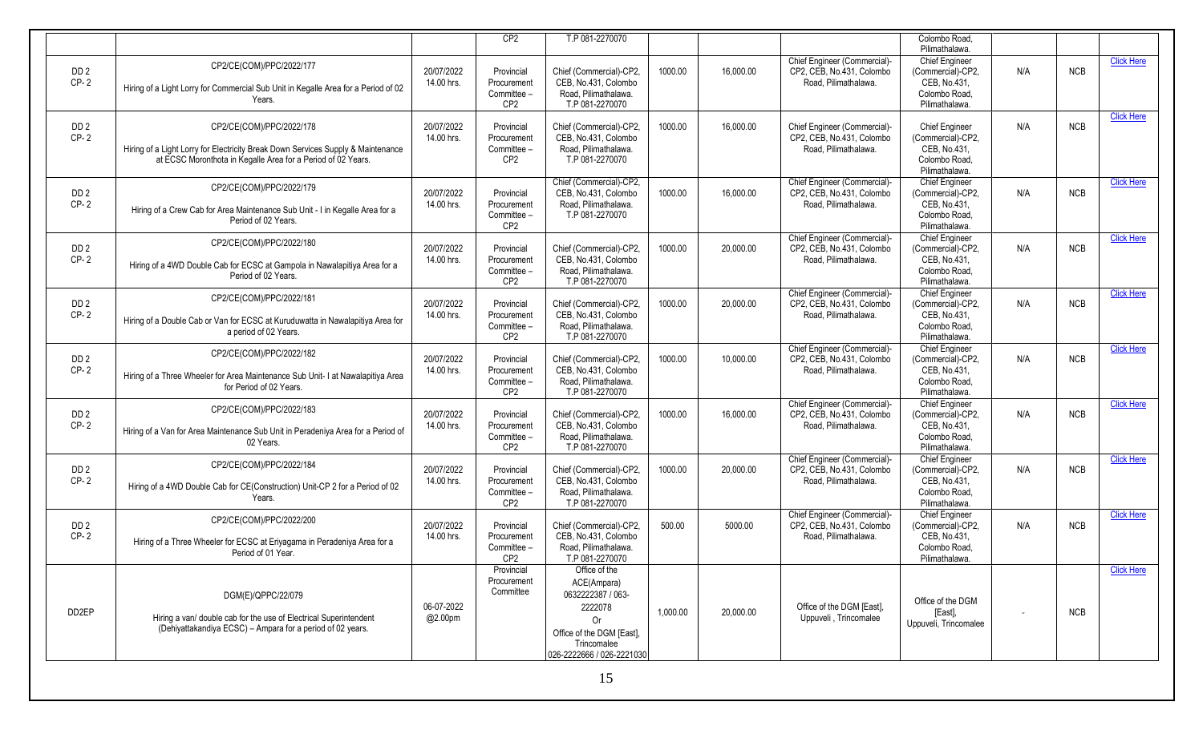| | | | CP2 | T.P 081-2270070 | | | | Colombo Road, Pilimathalawa. | | | |
|---|---|---|---|---|---|---|---|---|---|---|---|
| DD 2 CP- 2 | CP2/CE(COM)/PPC/2022/177 Hiring of a Light Lorry for Commercial Sub Unit in Kegalle Area for a Period of 02 Years. | 20/07/2022 14.00 hrs. | Provincial Procurement Committee – CP2 | Chief (Commercial)-CP2, CEB, No.431, Colombo Road, Pilimathalawa. T.P 081-2270070 | 1000.00 | 16,000.00 | Chief Engineer (Commercial)-CP2, CEB, No.431, Colombo Road, Pilimathalawa. | Chief Engineer (Commercial)-CP2, CEB, No.431, Colombo Road, Pilimathalawa. | N/A | NCB | Click Here |
| DD 2 CP- 2 | CP2/CE(COM)/PPC/2022/178 Hiring of a Light Lorry for Electricity Break Down Services Supply & Maintenance at ECSC Moronthota in Kegalle Area for a Period of 02 Years. | 20/07/2022 14.00 hrs. | Provincial Procurement Committee – CP2 | Chief (Commercial)-CP2, CEB, No.431, Colombo Road, Pilimathalawa. T.P 081-2270070 | 1000.00 | 16,000.00 | Chief Engineer (Commercial)-CP2, CEB, No.431, Colombo Road, Pilimathalawa. | Chief Engineer (Commercial)-CP2, CEB, No.431, Colombo Road, Pilimathalawa. | N/A | NCB | Click Here |
| DD 2 CP- 2 | CP2/CE(COM)/PPC/2022/179 Hiring of a Crew Cab for Area Maintenance Sub Unit - I in Kegalle Area for a Period of 02 Years. | 20/07/2022 14.00 hrs. | Provincial Procurement Committee – CP2 | Chief (Commercial)-CP2, CEB, No.431, Colombo Road, Pilimathalawa. T.P 081-2270070 | 1000.00 | 16,000.00 | Chief Engineer (Commercial)-CP2, CEB, No.431, Colombo Road, Pilimathalawa. | Chief Engineer (Commercial)-CP2, CEB, No.431, Colombo Road, Pilimathalawa. | N/A | NCB | Click Here |
| DD 2 CP- 2 | CP2/CE(COM)/PPC/2022/180 Hiring of a 4WD Double Cab for ECSC at Gampola in Nawalapitiya Area for a Period of 02 Years. | 20/07/2022 14.00 hrs. | Provincial Procurement Committee – CP2 | Chief (Commercial)-CP2, CEB, No.431, Colombo Road, Pilimathalawa. T.P 081-2270070 | 1000.00 | 20,000.00 | Chief Engineer (Commercial)-CP2, CEB, No.431, Colombo Road, Pilimathalawa. | Chief Engineer (Commercial)-CP2, CEB, No.431, Colombo Road, Pilimathalawa. | N/A | NCB | Click Here |
| DD 2 CP- 2 | CP2/CE(COM)/PPC/2022/181 Hiring of a Double Cab or Van for ECSC at Kuruduwatta in Nawalapitiya Area for a period of 02 Years. | 20/07/2022 14.00 hrs. | Provincial Procurement Committee – CP2 | Chief (Commercial)-CP2, CEB, No.431, Colombo Road, Pilimathalawa. T.P 081-2270070 | 1000.00 | 20,000.00 | Chief Engineer (Commercial)-CP2, CEB, No.431, Colombo Road, Pilimathalawa. | Chief Engineer (Commercial)-CP2, CEB, No.431, Colombo Road, Pilimathalawa. | N/A | NCB | Click Here |
| DD 2 CP- 2 | CP2/CE(COM)/PPC/2022/182 Hiring of a Three Wheeler for Area Maintenance Sub Unit- I at Nawalapitiya Area for Period of 02 Years. | 20/07/2022 14.00 hrs. | Provincial Procurement Committee – CP2 | Chief (Commercial)-CP2, CEB, No.431, Colombo Road, Pilimathalawa. T.P 081-2270070 | 1000.00 | 10,000.00 | Chief Engineer (Commercial)-CP2, CEB, No.431, Colombo Road, Pilimathalawa. | Chief Engineer (Commercial)-CP2, CEB, No.431, Colombo Road, Pilimathalawa. | N/A | NCB | Click Here |
| DD 2 CP- 2 | CP2/CE(COM)/PPC/2022/183 Hiring of a Van for Area Maintenance Sub Unit in Peradeniya Area for a Period of 02 Years. | 20/07/2022 14.00 hrs. | Provincial Procurement Committee – CP2 | Chief (Commercial)-CP2, CEB, No.431, Colombo Road, Pilimathalawa. T.P 081-2270070 | 1000.00 | 16,000.00 | Chief Engineer (Commercial)-CP2, CEB, No.431, Colombo Road, Pilimathalawa. | Chief Engineer (Commercial)-CP2, CEB, No.431, Colombo Road, Pilimathalawa. | N/A | NCB | Click Here |
| DD 2 CP- 2 | CP2/CE(COM)/PPC/2022/184 Hiring of a 4WD Double Cab for CE(Construction) Unit-CP 2 for a Period of 02 Years. | 20/07/2022 14.00 hrs. | Provincial Procurement Committee – CP2 | Chief (Commercial)-CP2, CEB, No.431, Colombo Road, Pilimathalawa. T.P 081-2270070 | 1000.00 | 20,000.00 | Chief Engineer (Commercial)-CP2, CEB, No.431, Colombo Road, Pilimathalawa. | Chief Engineer (Commercial)-CP2, CEB, No.431, Colombo Road, Pilimathalawa. | N/A | NCB | Click Here |
| DD 2 CP- 2 | CP2/CE(COM)/PPC/2022/200 Hiring of a Three Wheeler for ECSC at Eriyagama in Peradeniya Area for a Period of 01 Year. | 20/07/2022 14.00 hrs. | Provincial Procurement Committee – CP2 | Chief (Commercial)-CP2, CEB, No.431, Colombo Road, Pilimathalawa. T.P 081-2270070 | 500.00 | 5000.00 | Chief Engineer (Commercial)-CP2, CEB, No.431, Colombo Road, Pilimathalawa. | Chief Engineer (Commercial)-CP2, CEB, No.431, Colombo Road, Pilimathalawa. | N/A | NCB | Click Here |
| DD2EP | DGM(E)/QPPC/22/079 Hiring a van/ double cab for the use of Electrical Superintendent (Dehiyattakandiya ECSC) – Ampara for a period of 02 years. | 06-07-2022 @2.00pm | Provincial Procurement Committee | Office of the ACE(Ampara) 0632222387 / 063-2222078 Or Office of the DGM [East], Trincomalee 026-2222666 / 026-2221030 | 1,000.00 | 20,000.00 | Office of the DGM [East], Uppuveli , Trincomalee | Office of the DGM [East], Uppuveli, Trincomalee | - | NCB | Click Here |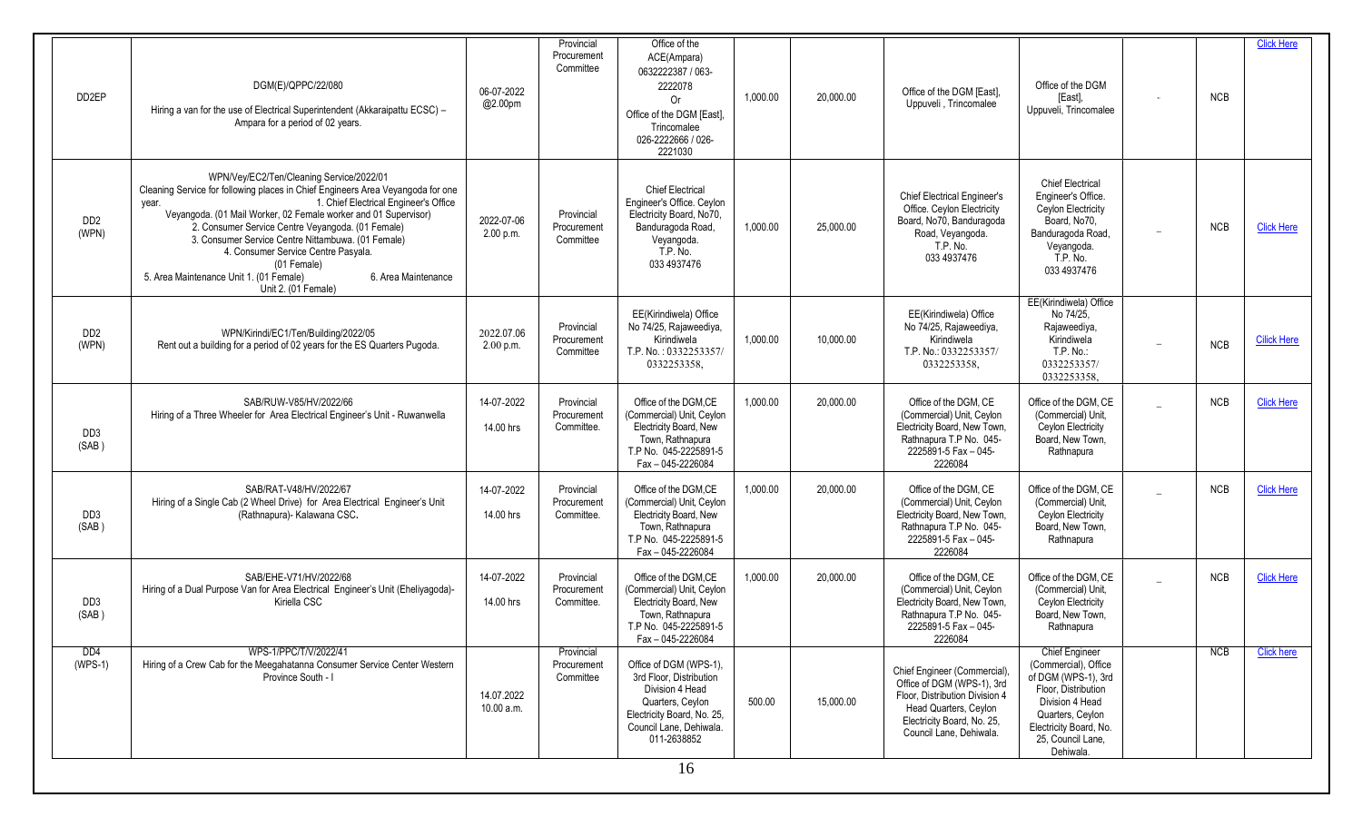| DD2EP | DGM(E)/QPPC/22/080<br>Hiring a van for the use of Electrical Superintendent (Akkaraipattu ECSC) – Ampara for a period of 02 years. | 06-07-2022 @2.00pm | Provincial Procurement Committee | Office of the ACE(Ampara) 0632222387 / 063-2222078 Or Office of the DGM [East], Trincomalee 026-2222666 / 026-2221030 | 1,000.00 | 20,000.00 | Office of the DGM [East], Uppuveli , Trincomalee | Office of the DGM [East], Uppuveli, Trincomalee | - | NCB | Click Here |
|---|---|---|---|---|---|---|---|---|---|---|---|
| DD2 (WPN) | WPN/Vey/EC2/Ten/Cleaning Service/2022/01<br>Cleaning Service for following places in Chief Engineers Area Veyangoda for one year. 1. Chief Electrical Engineer's Office Veyangoda. (01 Mail Worker, 02 Female worker and 01 Supervisor) 2. Consumer Service Centre Veyangoda. (01 Female) 3. Consumer Service Centre Nittambuwa. (01 Female) 4. Consumer Service Centre Pasyala. (01 Female) 5. Area Maintenance Unit 1. (01 Female) 6. Area Maintenance Unit 2. (01 Female) | 2022-07-06 2.00 p.m. | Provincial Procurement Committee | Chief Electrical Engineer's Office. Ceylon Electricity Board, No70, Banduragoda Road, Veyangoda. T.P. No. 033 4937476 | 1,000.00 | 25,000.00 | Chief Electrical Engineer's Office. Ceylon Electricity Board, No70, Banduragoda Road, Veyangoda. T.P. No. 033 4937476 | Chief Electrical Engineer's Office. Ceylon Electricity Board, No70, Banduragoda Road, Veyangoda. T.P. No. 033 4937476 | – | NCB | Click Here |
| DD2 (WPN) | WPN/Kirindi/EC1/Ten/Building/2022/05<br>Rent out a building for a period of 02 years for the ES Quarters Pugoda. | 2022.07.06 2.00 p.m. | Provincial Procurement Committee | EE(Kirindiwela) Office No 74/25, Rajaweediya, Kirindiwela T.P. No. : 0332253357/ 0332253358, | 1,000.00 | 10,000.00 | EE(Kirindiwela) Office No 74/25, Rajaweediya, Kirindiwela T.P. No.: 0332253357/ 0332253358, | EE(Kirindiwela) Office No 74/25, Rajaweediya, Kirindiwela T.P. No.: 0332253357/ 0332253358, | – | NCB | Click Here |
| DD3 (SAB ) | SAB/RUW-V85/HV/2022/66<br>Hiring of a Three Wheeler for Area Electrical Engineer's Unit - Ruwanwella | 14-07-2022 14.00 hrs | Provincial Procurement Committee. | Office of the DGM,CE (Commercial) Unit, Ceylon Electricity Board, New Town, Rathnapura T.P No. 045-2225891-5 Fax – 045-2226084 | 1,000.00 | 20,000.00 | Office of the DGM, CE (Commercial) Unit, Ceylon Electricity Board, New Town, Rathnapura T.P No. 045-2225891-5 Fax – 045-2226084 | Office of the DGM, CE (Commercial) Unit, Ceylon Electricity Board, New Town, Rathnapura | – | NCB | Click Here |
| DD3 (SAB ) | SAB/RAT-V48/HV/2022/67<br>Hiring of a Single Cab (2 Wheel Drive) for Area Electrical Engineer's Unit (Rathnapura)- Kalawana CSC. | 14-07-2022 14.00 hrs | Provincial Procurement Committee. | Office of the DGM,CE (Commercial) Unit, Ceylon Electricity Board, New Town, Rathnapura T.P No. 045-2225891-5 Fax – 045-2226084 | 1,000.00 | 20,000.00 | Office of the DGM, CE (Commercial) Unit, Ceylon Electricity Board, New Town, Rathnapura T.P No. 045-2225891-5 Fax – 045-2226084 | Office of the DGM, CE (Commercial) Unit, Ceylon Electricity Board, New Town, Rathnapura | – | NCB | Click Here |
| DD3 (SAB ) | SAB/EHE-V71/HV/2022/68<br>Hiring of a Dual Purpose Van for Area Electrical Engineer's Unit (Eheliyagoda)- Kiriella CSC | 14-07-2022 14.00 hrs | Provincial Procurement Committee. | Office of the DGM,CE (Commercial) Unit, Ceylon Electricity Board, New Town, Rathnapura T.P No. 045-2225891-5 Fax – 045-2226084 | 1,000.00 | 20,000.00 | Office of the DGM, CE (Commercial) Unit, Ceylon Electricity Board, New Town, Rathnapura T.P No. 045-2225891-5 Fax – 045-2226084 | Office of the DGM, CE (Commercial) Unit, Ceylon Electricity Board, New Town, Rathnapura | – | NCB | Click Here |
| DD4 (WPS-1) | WPS-1/PPC/T/V/2022/41<br>Hiring of a Crew Cab for the Meegahatanna Consumer Service Center Western Province South - I | 14.07.2022 10.00 a.m. | Provincial Procurement Committee | Office of DGM (WPS-1), 3rd Floor, Distribution Division 4 Head Quarters, Ceylon Electricity Board, No. 25, Council Lane, Dehiwala. 011-2638852 | 500.00 | 15,000.00 | Chief Engineer (Commercial), Office of DGM (WPS-1), 3rd Floor, Distribution Division 4 Head Quarters, Ceylon Electricity Board, No. 25, Council Lane, Dehiwala. | Chief Engineer (Commercial), Office of DGM (WPS-1), 3rd Floor, Distribution Division 4 Head Quarters, Ceylon Electricity Board, No. 25, Council Lane, Dehiwala. | | NCB | Click here |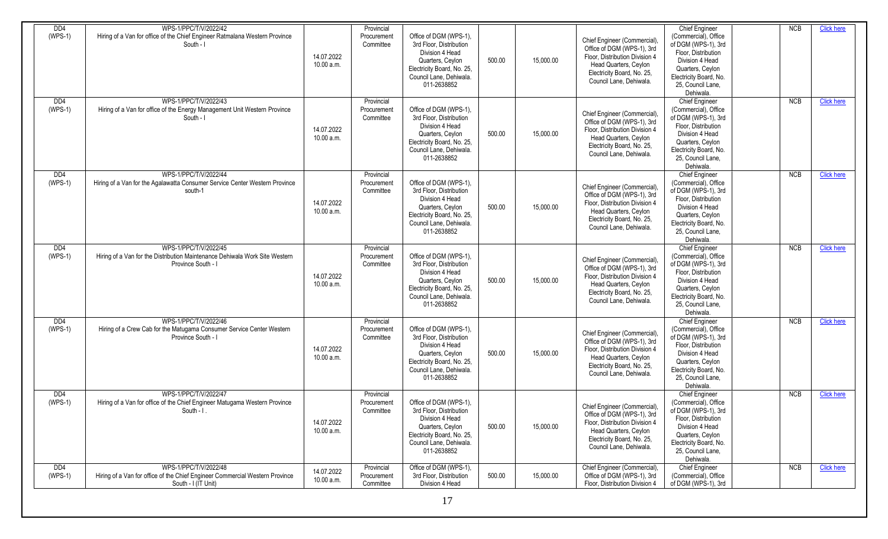| DD4 (WPS-1) | WPS-1/PPC/T/V/2022/42 Hiring of a Van for office of the Chief Engineer Ratmalana Western Province South - I | 14.07.2022 10.00 a.m. | Provincial Procurement Committee | Office of DGM (WPS-1), 3rd Floor, Distribution Division 4 Head Quarters, Ceylon Electricity Board, No. 25, Council Lane, Dehiwala. 011-2638852 | 500.00 | 15,000.00 | Chief Engineer (Commercial), Office of DGM (WPS-1), 3rd Floor, Distribution Division 4 Head Quarters, Ceylon Electricity Board, No. 25, Council Lane, Dehiwala. | Chief Engineer (Commercial), Office of DGM (WPS-1), 3rd Floor, Distribution Division 4 Head Quarters, Ceylon Electricity Board, No. 25, Council Lane, Dehiwala. | | NCB | Click here |
|---|---|---|---|---|---|---|---|---|---|---|---|
| DD4 (WPS-1) | WPS-1/PPC/T/V/2022/43 Hiring of a Van for office of the Energy Management Unit Western Province South - I | 14.07.2022 10.00 a.m. | Provincial Procurement Committee | Office of DGM (WPS-1), 3rd Floor, Distribution Division 4 Head Quarters, Ceylon Electricity Board, No. 25, Council Lane, Dehiwala. 011-2638852 | 500.00 | 15,000.00 | Chief Engineer (Commercial), Office of DGM (WPS-1), 3rd Floor, Distribution Division 4 Head Quarters, Ceylon Electricity Board, No. 25, Council Lane, Dehiwala. | Chief Engineer (Commercial), Office of DGM (WPS-1), 3rd Floor, Distribution Division 4 Head Quarters, Ceylon Electricity Board, No. 25, Council Lane, Dehiwala. | | NCB | Click here |
| DD4 (WPS-1) | WPS-1/PPC/T/V/2022/44 Hiring of a Van for the Agalawatta Consumer Service Center Western Province south-1 | 14.07.2022 10.00 a.m. | Provincial Procurement Committee | Office of DGM (WPS-1), 3rd Floor, Distribution Division 4 Head Quarters, Ceylon Electricity Board, No. 25, Council Lane, Dehiwala. 011-2638852 | 500.00 | 15,000.00 | Chief Engineer (Commercial), Office of DGM (WPS-1), 3rd Floor, Distribution Division 4 Head Quarters, Ceylon Electricity Board, No. 25, Council Lane, Dehiwala. | Chief Engineer (Commercial), Office of DGM (WPS-1), 3rd Floor, Distribution Division 4 Head Quarters, Ceylon Electricity Board, No. 25, Council Lane, Dehiwala. | | NCB | Click here |
| DD4 (WPS-1) | WPS-1/PPC/T/V/2022/45 Hiring of a Van for the Distribution Maintenance Dehiwala Work Site Western Province South - I | 14.07.2022 10.00 a.m. | Provincial Procurement Committee | Office of DGM (WPS-1), 3rd Floor, Distribution Division 4 Head Quarters, Ceylon Electricity Board, No. 25, Council Lane, Dehiwala. 011-2638852 | 500.00 | 15,000.00 | Chief Engineer (Commercial), Office of DGM (WPS-1), 3rd Floor, Distribution Division 4 Head Quarters, Ceylon Electricity Board, No. 25, Council Lane, Dehiwala. | Chief Engineer (Commercial), Office of DGM (WPS-1), 3rd Floor, Distribution Division 4 Head Quarters, Ceylon Electricity Board, No. 25, Council Lane, Dehiwala. | | NCB | Click here |
| DD4 (WPS-1) | WPS-1/PPC/T/V/2022/46 Hiring of a Crew Cab for the Matugama Consumer Service Center Western Province South - I | 14.07.2022 10.00 a.m. | Provincial Procurement Committee | Office of DGM (WPS-1), 3rd Floor, Distribution Division 4 Head Quarters, Ceylon Electricity Board, No. 25, Council Lane, Dehiwala. 011-2638852 | 500.00 | 15,000.00 | Chief Engineer (Commercial), Office of DGM (WPS-1), 3rd Floor, Distribution Division 4 Head Quarters, Ceylon Electricity Board, No. 25, Council Lane, Dehiwala. | Chief Engineer (Commercial), Office of DGM (WPS-1), 3rd Floor, Distribution Division 4 Head Quarters, Ceylon Electricity Board, No. 25, Council Lane, Dehiwala. | | NCB | Click here |
| DD4 (WPS-1) | WPS-1/PPC/T/V/2022/47 Hiring of a Van for office of the Chief Engineer Matugama Western Province South - I . | 14.07.2022 10.00 a.m. | Provincial Procurement Committee | Office of DGM (WPS-1), 3rd Floor, Distribution Division 4 Head Quarters, Ceylon Electricity Board, No. 25, Council Lane, Dehiwala. 011-2638852 | 500.00 | 15,000.00 | Chief Engineer (Commercial), Office of DGM (WPS-1), 3rd Floor, Distribution Division 4 Head Quarters, Ceylon Electricity Board, No. 25, Council Lane, Dehiwala. | Chief Engineer (Commercial), Office of DGM (WPS-1), 3rd Floor, Distribution Division 4 Head Quarters, Ceylon Electricity Board, No. 25, Council Lane, Dehiwala. | | NCB | Click here |
| DD4 (WPS-1) | WPS-1/PPC/T/V/2022/48 Hiring of a Van for office of the Chief Engineer Commercial Western Province South - I (IT Unit) | 14.07.2022 10.00 a.m. | Provincial Procurement Committee | Office of DGM (WPS-1), 3rd Floor, Distribution Division 4 Head | 500.00 | 15,000.00 | Chief Engineer (Commercial), Office of DGM (WPS-1), 3rd Floor, Distribution Division 4 | Chief Engineer (Commercial), Office of DGM (WPS-1), 3rd | | NCB | Click here |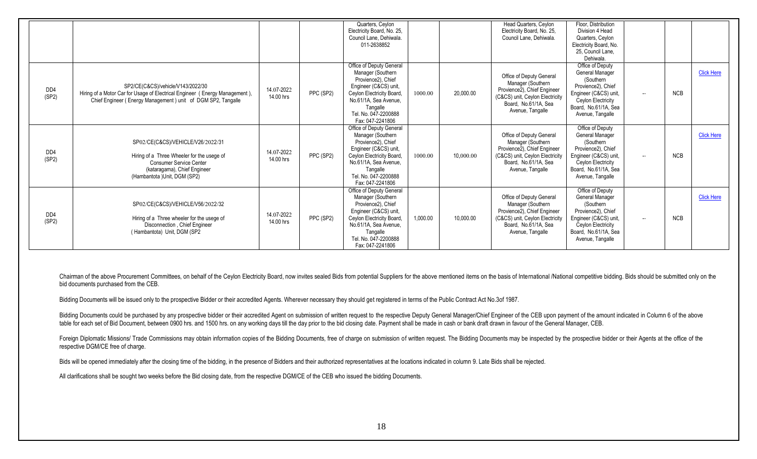| | | | | | | | | | | | |
|---|---|---|---|---|---|---|---|---|---|---|---|
| | | | | Quarters, Ceylon Electricity Board, No. 25, Council Lane, Dehiwala. 011-2638852 | | | Head Quarters, Ceylon Electricity Board, No. 25, Council Lane, Dehiwala. | Floor, Distribution Division 4 Head Quarters, Ceylon Electricity Board, No. 25, Council Lane, Dehiwala. | | | |
| DD4 (SP2) | SP2/CE(C&CS)/vehicle/V143/2022/30 Hiring of a Motor Car for Usage of Electrical Engineer ( Energy Management ), Chief Engineer ( Energy Management ) unit of DGM SP2, Tangalle | 14.07-2022 14.00 hrs | PPC (SP2) | Office of Deputy General Manager (Southern Provience2), Chief Engineer (C&CS) unit, Ceylon Electricity Board, No.61/1A, Sea Avenue, Tangalle Tel. No. 047-2200888 Fax: 047-2241806 | 1000.00 | 20,000.00 | Office of Deputy General Manager (Southern Provience2), Chief Engineer (C&CS) unit, Ceylon Electricity Board, No.61/1A, Sea Avenue, Tangalle | Office of Deputy General Manager (Southern Provience2), Chief Engineer (C&CS) unit, Ceylon Electricity Board, No.61/1A, Sea Avenue, Tangalle | -- | NCB | Click Here |
| DD4 (SP2) | SP02/CE(C&CS)/VEHICLE/V26/2022/31 Hiring of a Three Wheeler for the usege of Consumer Service Center (kataragama), Chief Engineer (Hambantota )Unit, DGM (SP2) | 14.07-2022 14.00 hrs | PPC (SP2) | Office of Deputy General Manager (Southern Provience2), Chief Engineer (C&CS) unit, Ceylon Electricity Board, No.61/1A, Sea Avenue, Tangalle Tel. No. 047-2200888 Fax: 047-2241806 | 1000.00 | 10,000.00 | Office of Deputy General Manager (Southern Provience2), Chief Engineer (C&CS) unit, Ceylon Electricity Board, No.61/1A, Sea Avenue, Tangalle | Office of Deputy General Manager (Southern Provience2), Chief Engineer (C&CS) unit, Ceylon Electricity Board, No.61/1A, Sea Avenue, Tangalle | -- | NCB | Click Here |
| DD4 (SP2) | SP02/CE(C&CS)/VEHICLE/V56/2022/32 Hiring of a Three wheeler for the usege of Disconnection , Chief Engineer ( Hambantota) Unit, DGM (SP2 | 14.07-2022 14.00 hrs | PPC (SP2) | Office of Deputy General Manager (Southern Provience2), Chief Engineer (C&CS) unit, Ceylon Electricity Board, No.61/1A, Sea Avenue, Tangalle Tel. No. 047-2200888 Fax: 047-2241806 | 1,000.00 | 10,000.00 | Office of Deputy General Manager (Southern Provience2), Chief Engineer (C&CS) unit, Ceylon Electricity Board, No.61/1A, Sea Avenue, Tangalle | Office of Deputy General Manager (Southern Provience2), Chief Engineer (C&CS) unit, Ceylon Electricity Board, No.61/1A, Sea Avenue, Tangalle | -- | NCB | Click Here |

Chairman of the above Procurement Committees, on behalf of the Ceylon Electricity Board, now invites sealed Bids from potential Suppliers for the above mentioned items on the basis of International /National competitive bidding. Bids should be submitted only on the bid documents purchased from the CEB.

Bidding Documents will be issued only to the prospective Bidder or their accredited Agents. Wherever necessary they should get registered in terms of the Public Contract Act No.3of 1987.

Bidding Documents could be purchased by any prospective bidder or their accredited Agent on submission of written request to the respective Deputy General Manager/Chief Engineer of the CEB upon payment of the amount indicated in Column 6 of the above table for each set of Bid Document, between 0900 hrs. and 1500 hrs. on any working days till the day prior to the bid closing date. Payment shall be made in cash or bank draft drawn in favour of the General Manager, CEB.

Foreign Diplomatic Missions/ Trade Commissions may obtain information copies of the Bidding Documents, free of charge on submission of written request. The Bidding Documents may be inspected by the prospective bidder or their Agents at the office of the respective DGM/CE free of charge.

Bids will be opened immediately after the closing time of the bidding, in the presence of Bidders and their authorized representatives at the locations indicated in column 9. Late Bids shall be rejected.

All clarifications shall be sought two weeks before the Bid closing date, from the respective DGM/CE of the CEB who issued the bidding Documents.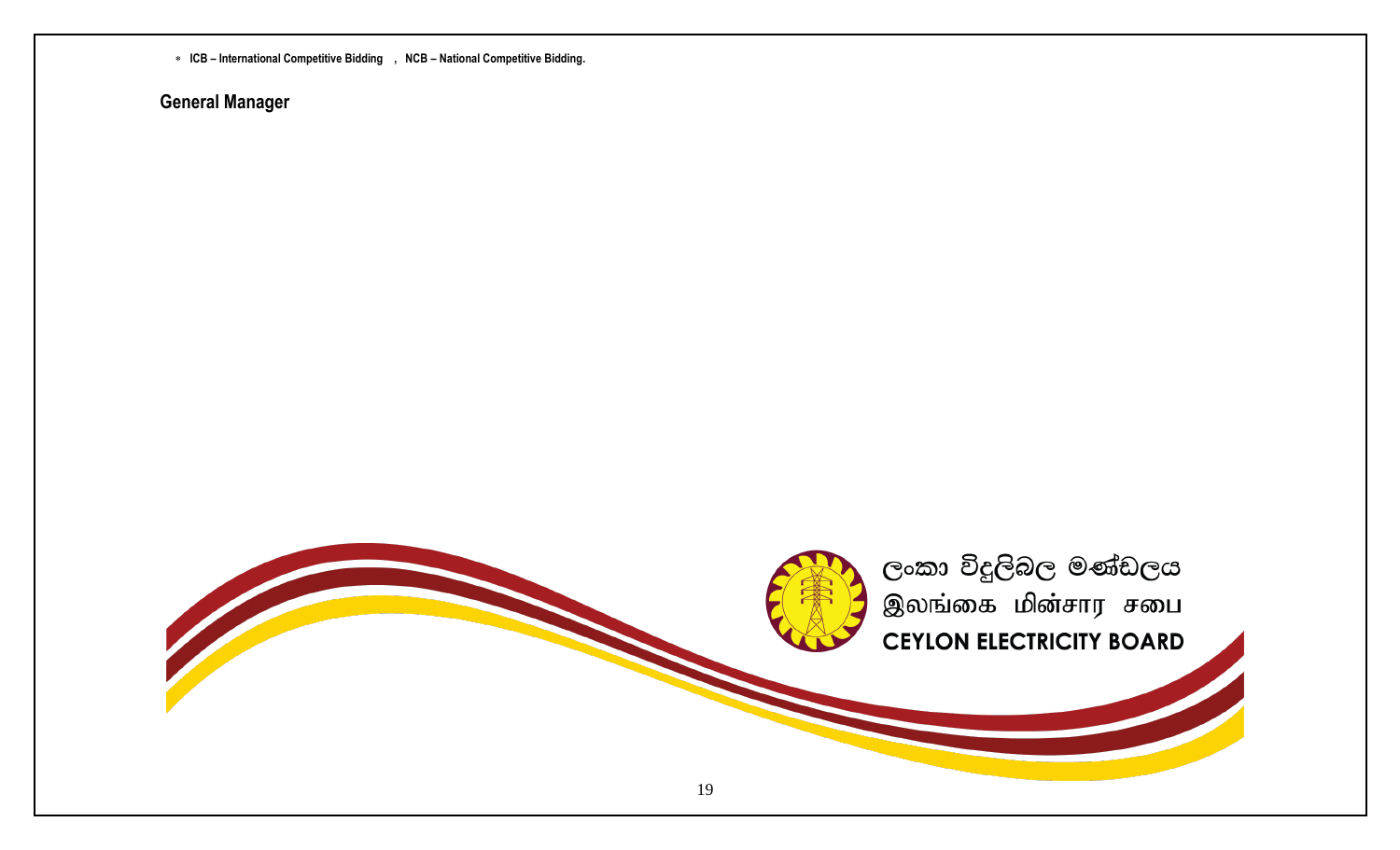* **ICB – International Competitive Bidding , NCB – National Competitive Bidding.**

**General Manager**

ලංකා විදුලිබල මණ්ඩලය
இலங்கை மின்சார சபை
CEYLON ELECTRICITY BOARD